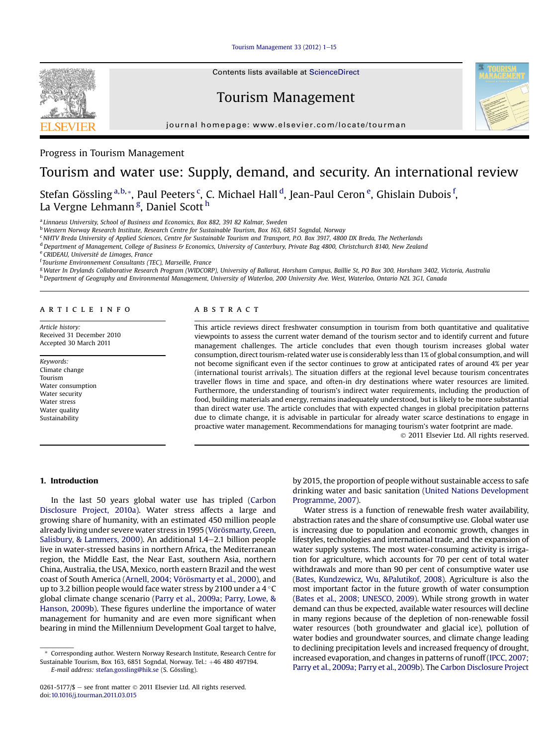Progress in Tourism Management

# Tourism and water use: Supply, demand, and security. An international review

Stefan Gössling [a,b,*], Paul Peeters [c], C. Michael Hall [d], Jean-Paul Ceron [e], Ghislain Dubois [f], La Vergne Lehmann [g], Daniel Scott [h]

[a] Linnaeus University, School of Business and Economics, Box 882, 391 82 Kalmar, Sweden
[b] Western Norway Research Institute, Research Centre for Sustainable Tourism, Box 163, 6851 Sogndal, Norway
[c] NHTV Breda University of Applied Sciences, Centre for Sustainable Tourism and Transport, P.O. Box 3917, 4800 DX Breda, The Netherlands
[d] Department of Management, College of Business & Economics, University of Canterbury, Private Bag 4800, Christchurch 8140, New Zealand
[e] CRIDEAU, Université de Limoges, France
[f] Tourisme Environnement Consultants (TEC), Marseille, France
[g] Water In Drylands Collaborative Research Program (WIDCORP), University of Ballarat, Horsham Campus, Baillie St, PO Box 300, Horsham 3402, Victoria, Australia
[h] Department of Geography and Environmental Management, University of Waterloo, 200 University Ave. West, Waterloo, Ontario N2L 3G1, Canada

## ARTICLE INFO

*Article history:*
Received 31 December 2010
Accepted 30 March 2011

*Keywords:*
Climate change
Tourism
Water consumption
Water security
Water stress
Water quality
Sustainability

## ABSTRACT

This article reviews direct freshwater consumption in tourism from both quantitative and qualitative viewpoints to assess the current water demand of the tourism sector and to identify current and future management challenges. The article concludes that even though tourism increases global water consumption, direct tourism-related water use is considerably less than 1% of global consumption, and will not become significant even if the sector continues to grow at anticipated rates of around 4% per year (international tourist arrivals). The situation differs at the regional level because tourism concentrates traveller flows in time and space, and often-in dry destinations where water resources are limited. Furthermore, the understanding of tourism's indirect water requirements, including the production of food, building materials and energy, remains inadequately understood, but is likely to be more substantial than direct water use. The article concludes that with expected changes in global precipitation patterns due to climate change, it is advisable in particular for already water scarce destinations to engage in proactive water management. Recommendations for managing tourism's water footprint are made.

© 2011 Elsevier Ltd. All rights reserved.

## 1. Introduction

In the last 50 years global water use has tripled (Carbon Disclosure Project, 2010a). Water stress affects a large and growing share of humanity, with an estimated 450 million people already living under severe water stress in 1995 (Vörösmarty, Green, Salisbury, & Lammers, 2000). An additional 1.4–2.1 billion people live in water-stressed basins in northern Africa, the Mediterranean region, the Middle East, the Near East, southern Asia, northern China, Australia, the USA, Mexico, north eastern Brazil and the west coast of South America (Arnell, 2004; Vörösmarty et al., 2000), and up to 3.2 billion people would face water stress by 2100 under a 4 °C global climate change scenario (Parry et al., 2009a; Parry, Lowe, & Hanson, 2009b). These figures underline the importance of water management for humanity and are even more significant when bearing in mind the Millennium Development Goal target to halve, by 2015, the proportion of people without sustainable access to safe drinking water and basic sanitation (United Nations Development Programme, 2007).

Water stress is a function of renewable fresh water availability, abstraction rates and the share of consumptive use. Global water use is increasing due to population and economic growth, changes in lifestyles, technologies and international trade, and the expansion of water supply systems. The most water-consuming activity is irrigation for agriculture, which accounts for 70 per cent of total water withdrawals and more than 90 per cent of consumptive water use (Bates, Kundzewicz, Wu, &Palutikof, 2008). Agriculture is also the most important factor in the future growth of water consumption (Bates et al., 2008; UNESCO, 2009). While strong growth in water demand can thus be expected, available water resources will decline in many regions because of the depletion of non-renewable fossil water resources (both groundwater and glacial ice), pollution of water bodies and groundwater sources, and climate change leading to declining precipitation levels and increased frequency of drought, increased evaporation, and changes in patterns of runoff (IPCC, 2007; Parry et al., 2009a; Parry et al., 2009b). The Carbon Disclosure Project

\* Corresponding author. Western Norway Research Institute, Research Centre for Sustainable Tourism, Box 163, 6851 Sogndal, Norway. Tel.: +46 480 497194.
E-mail address: stefan.gossling@hik.se (S. Gössling).

0261-5177/$ – see front matter © 2011 Elsevier Ltd. All rights reserved.
doi:10.1016/j.tourman.2011.03.015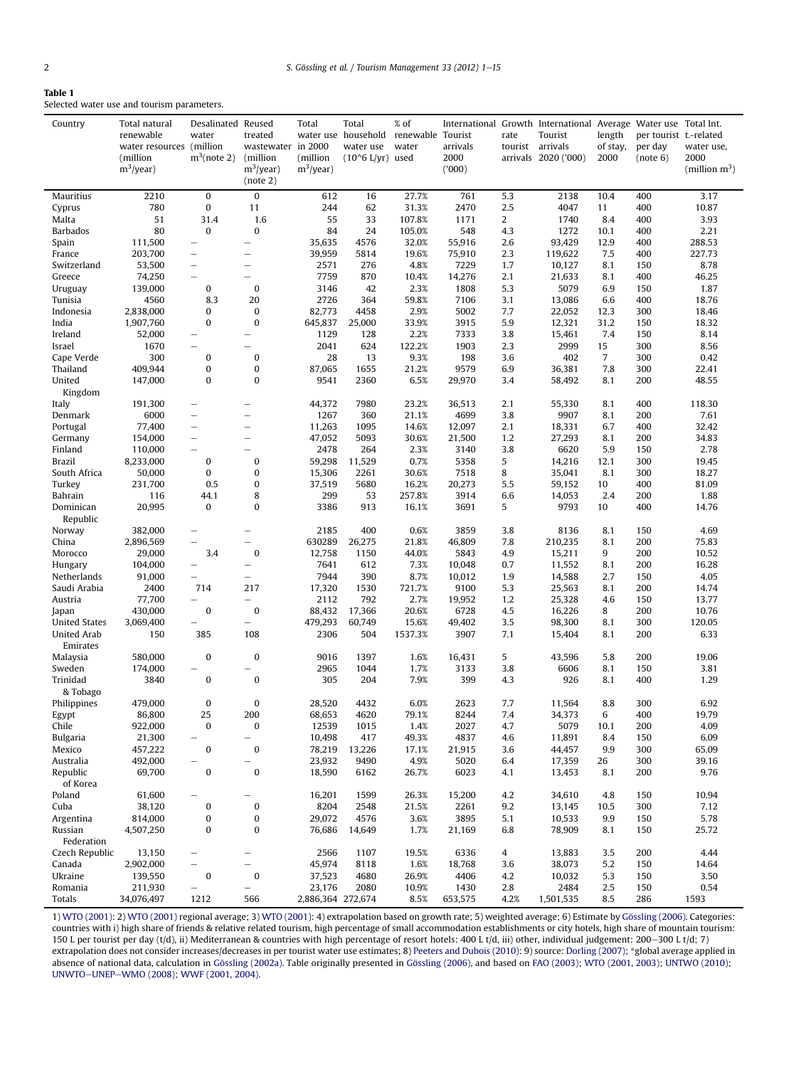**Table 1**
Selected water use and tourism parameters.

| Country | Total natural renewable water resources (million $m^3$/year) | Desalinated water (million $m^3$(note 2) | Reused treated wastewater (million $m^3$/year) (note 2) | Total water use in 2000 (million $m^3$/year) | Total household water use (10^6 L/yr) | % of renewable water used | International Tourist arrivals 2000 ('000) | Growth rate tourist arrivals | International Tourist arrivals 2020 ('000) | Average length of stay, 2000 | Water use per tourist per day (note 6) | Total Int. t.-related water use, 2000 (million $m^3$) |
|---|---|---|---|---|---|---|---|---|---|---|---|---|
| Mauritius | 2210 | 0 | 0 | 612 | 16 | 27.7% | 761 | 5.3 | 2138 | 10.4 | 400 | 3.17 |
| Cyprus | 780 | 0 | 11 | 244 | 62 | 31.3% | 2470 | 2.5 | 4047 | 11 | 400 | 10.87 |
| Malta | 51 | 31.4 | 1.6 | 55 | 33 | 107.8% | 1171 | 2 | 1740 | 8.4 | 400 | 3.93 |
| Barbados | 80 | 0 | 0 | 84 | 24 | 105.0% | 548 | 4.3 | 1272 | 10.1 | 400 | 2.21 |
| Spain | 111,500 | – | – | 35,635 | 4576 | 32.0% | 55,916 | 2.6 | 93,429 | 12.9 | 400 | 288.53 |
| France | 203,700 | – | – | 39,959 | 5814 | 19.6% | 75,910 | 2.3 | 119,622 | 7.5 | 400 | 227.73 |
| Switzerland | 53,500 | – | – | 2571 | 276 | 4.8% | 7229 | 1.7 | 10,127 | 8.1 | 150 | 8.78 |
| Greece | 74,250 | – | – | 7759 | 870 | 10.4% | 14,276 | 2.1 | 21,633 | 8.1 | 400 | 46.25 |
| Uruguay | 139,000 | 0 | 0 | 3146 | 42 | 2.3% | 1808 | 5.3 | 5079 | 6.9 | 150 | 1.87 |
| Tunisia | 4560 | 8.3 | 20 | 2726 | 364 | 59.8% | 7106 | 3.1 | 13,086 | 6.6 | 400 | 18.76 |
| Indonesia | 2,838,000 | 0 | 0 | 82,773 | 4458 | 2.9% | 5002 | 7.7 | 22,052 | 12.3 | 300 | 18.46 |
| India | 1,907,760 | 0 | 0 | 645,837 | 25,000 | 33.9% | 3915 | 5.9 | 12,321 | 31.2 | 150 | 18.32 |
| Ireland | 52,000 | – | – | 1129 | 128 | 2.2% | 7333 | 3.8 | 15,461 | 7.4 | 150 | 8.14 |
| Israel | 1670 | – | – | 2041 | 624 | 122.2% | 1903 | 2.3 | 2999 | 15 | 300 | 8.56 |
| Cape Verde | 300 | 0 | 0 | 28 | 13 | 9.3% | 198 | 3.6 | 402 | 7 | 300 | 0.42 |
| Thailand | 409,944 | 0 | 0 | 87,065 | 1655 | 21.2% | 9579 | 6.9 | 36,381 | 7.8 | 300 | 22.41 |
| United Kingdom | 147,000 | 0 | 0 | 9541 | 2360 | 6.5% | 29,970 | 3.4 | 58,492 | 8.1 | 200 | 48.55 |
| Italy | 191,300 | – | – | 44,372 | 7980 | 23.2% | 36,513 | 2.1 | 55,330 | 8.1 | 400 | 118.30 |
| Denmark | 6000 | – | – | 1267 | 360 | 21.1% | 4699 | 3.8 | 9907 | 8.1 | 200 | 7.61 |
| Portugal | 77,400 | – | – | 11,263 | 1095 | 14.6% | 12,097 | 2.1 | 18,331 | 6.7 | 400 | 32.42 |
| Germany | 154,000 | – | – | 47,052 | 5093 | 30.6% | 21,500 | 1.2 | 27,293 | 8.1 | 200 | 34.83 |
| Finland | 110,000 | – | – | 2478 | 264 | 2.3% | 3140 | 3.8 | 6620 | 5.9 | 150 | 2.78 |
| Brazil | 8,233,000 | 0 | 0 | 59,298 | 11,529 | 0.7% | 5358 | 5 | 14,216 | 12.1 | 300 | 19.45 |
| South Africa | 50,000 | 0 | 0 | 15,306 | 2261 | 30.6% | 7518 | 8 | 35,041 | 8.1 | 300 | 18.27 |
| Turkey | 231,700 | 0.5 | 0 | 37,519 | 5680 | 16.2% | 20,273 | 5.5 | 59,152 | 10 | 400 | 81.09 |
| Bahrain | 116 | 44.1 | 8 | 299 | 53 | 257.8% | 3914 | 6.6 | 14,053 | 2.4 | 200 | 1.88 |
| Dominican Republic | 20,995 | 0 | 0 | 3386 | 913 | 16.1% | 3691 | 5 | 9793 | 10 | 400 | 14.76 |
| Norway | 382,000 | – | – | 2185 | 400 | 0.6% | 3859 | 3.8 | 8136 | 8.1 | 150 | 4.69 |
| China | 2,896,569 | – | – | 630289 | 26,275 | 21.8% | 46,809 | 7.8 | 210,235 | 8.1 | 200 | 75.83 |
| Morocco | 29,000 | 3.4 | 0 | 12,758 | 1150 | 44.0% | 5843 | 4.9 | 15,211 | 9 | 200 | 10.52 |
| Hungary | 104,000 | – | – | 7641 | 612 | 7.3% | 10,048 | 0.7 | 11,552 | 8.1 | 200 | 16.28 |
| Netherlands | 91,000 | – | – | 7944 | 390 | 8.7% | 10,012 | 1.9 | 14,588 | 2.7 | 150 | 4.05 |
| Saudi Arabia | 2400 | 714 | 217 | 17,320 | 1530 | 721.7% | 9100 | 5.3 | 25,563 | 8.1 | 200 | 14.74 |
| Austria | 77,700 | – | – | 2112 | 792 | 2.7% | 19,952 | 1.2 | 25,328 | 4.6 | 150 | 13.77 |
| Japan | 430,000 | 0 | 0 | 88,432 | 17,366 | 20.6% | 6728 | 4.5 | 16,226 | 8 | 200 | 10.76 |
| United States | 3,069,400 | – | – | 479,293 | 60,749 | 15.6% | 49,402 | 3.5 | 98,300 | 8.1 | 300 | 120.05 |
| United Arab Emirates | 150 | 385 | 108 | 2306 | 504 | 1537.3% | 3907 | 7.1 | 15,404 | 8.1 | 200 | 6.33 |
| Malaysia | 580,000 | 0 | 0 | 9016 | 1397 | 1.6% | 16,431 | 5 | 43,596 | 5.8 | 200 | 19.06 |
| Sweden | 174,000 | – | – | 2965 | 1044 | 1.7% | 3133 | 3.8 | 6606 | 8.1 | 150 | 3.81 |
| Trinidad & Tobago | 3840 | 0 | 0 | 305 | 204 | 7.9% | 399 | 4.3 | 926 | 8.1 | 400 | 1.29 |
| Philippines | 479,000 | 0 | 0 | 28,520 | 4432 | 6.0% | 2623 | 7.7 | 11,564 | 8.8 | 300 | 6.92 |
| Egypt | 86,800 | 25 | 200 | 68,653 | 4620 | 79.1% | 8244 | 7.4 | 34,373 | 6 | 400 | 19.79 |
| Chile | 922,000 | 0 | 0 | 12539 | 1015 | 1.4% | 2027 | 4.7 | 5079 | 10.1 | 200 | 4.09 |
| Bulgaria | 21,300 | – | – | 10,498 | 417 | 49.3% | 4837 | 4.6 | 11,891 | 8.4 | 150 | 6.09 |
| Mexico | 457,222 | 0 | 0 | 78,219 | 13,226 | 17.1% | 21,915 | 3.6 | 44,457 | 9.9 | 300 | 65.09 |
| Australia | 492,000 | – | – | 23,932 | 9490 | 4.9% | 5020 | 6.4 | 17,359 | 26 | 300 | 39.16 |
| Republic of Korea | 69,700 | 0 | 0 | 18,590 | 6162 | 26.7% | 6023 | 4.1 | 13,453 | 8.1 | 200 | 9.76 |
| Poland | 61,600 | – | – | 16,201 | 1599 | 26.3% | 15,200 | 4.2 | 34,610 | 4.8 | 150 | 10.94 |
| Cuba | 38,120 | 0 | 0 | 8204 | 2548 | 21.5% | 2261 | 9.2 | 13,145 | 10.5 | 300 | 7.12 |
| Argentina | 814,000 | 0 | 0 | 29,072 | 4576 | 3.6% | 3895 | 5.1 | 10,533 | 9.9 | 150 | 5.78 |
| Russian Federation | 4,507,250 | 0 | 0 | 76,686 | 14,649 | 1.7% | 21,169 | 6.8 | 78,909 | 8.1 | 150 | 25.72 |
| Czech Republic | 13,150 | – | – | 2566 | 1107 | 19.5% | 6336 | 4 | 13,883 | 3.5 | 200 | 4.44 |
| Canada | 2,902,000 | – | – | 45,974 | 8118 | 1.6% | 18,768 | 3.6 | 38,073 | 5.2 | 150 | 14.64 |
| Ukraine | 139,550 | 0 | 0 | 37,523 | 4680 | 26.9% | 4406 | 4.2 | 10,032 | 5.3 | 150 | 3.50 |
| Romania | 211,930 | – | – | 23,176 | 2080 | 10.9% | 1430 | 2.8 | 2484 | 2.5 | 150 | 0.54 |
| Totals | 34,076,497 | 1212 | 566 | 2,886,364 | 272,674 | 8.5% | 653,575 | 4.2% | 1,501,535 | 8.5 | 286 | 1593 |

1) WTO (2001): 2) WTO (2001) regional average; 3) WTO (2001): 4) extrapolation based on growth rate; 5) weighted average; 6) Estimate by Gössling (2006). Categories: countries with i) high share of friends & relative related tourism, high percentage of small accommodation establishments or city hotels, high share of mountain tourism: 150 L per tourist per day (t/d), ii) Mediterranean & countries with high percentage of resort hotels: 400 L t/d, iii) other, individual judgement: 200–300 L t/d; 7) extrapolation does not consider increases/decreases in per tourist water use estimates; 8) Peeters and Dubois (2010): 9) source: Dorling (2007); *global average applied in absence of national data, calculation in Gössling (2002a). Table originally presented in Gössling (2006), and based on FAO (2003); WTO (2001, 2003); UNTWO (2010); UNWTO–UNEP–WMO (2008); WWF (2001, 2004).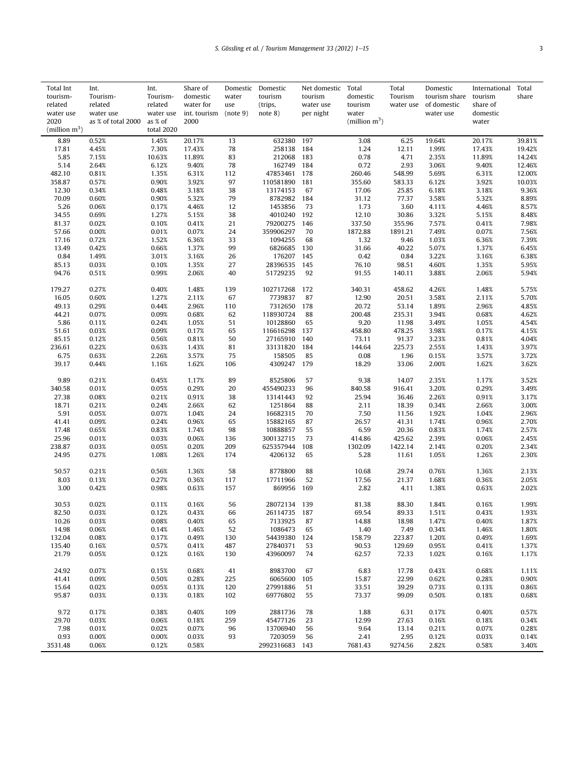| Total Int tourism-related water use 2020 (million m$^3$) | Int. Tourism-related water use as % of total 2000 | Int. Tourism-related water use as % of total 2020 | Share of domestic water for int. tourism 2000 | Domestic water use (note 9) | Domestic tourism (trips, note 8) | Net domestic tourism water use per night | Total domestic tourism water (million m$^3$) | Total Tourism water use | Domestic tourism share of domestic water use | International tourism share of domestic water | Total share |
|---|---|---|---|---|---|---|---|---|---|---|---|
| 8.89 | 0.52% | 1.45% | 20.17% | 13 | 632380 | 197 | 3.08 | 6.25 | 19.64% | 20.17% | 39.81% |
| 17.81 | 4.45% | 7.30% | 17.43% | 78 | 258138 | 184 | 1.24 | 12.11 | 1.99% | 17.43% | 19.42% |
| 5.85 | 7.15% | 10.63% | 11.89% | 83 | 212068 | 183 | 0.78 | 4.71 | 2.35% | 11.89% | 14.24% |
| 5.14 | 2.64% | 6.12% | 9.40% | 78 | 162749 | 184 | 0.72 | 2.93 | 3.06% | 9.40% | 12.46% |
| 482.10 | 0.81% | 1.35% | 6.31% | 112 | 47853461 | 178 | 260.46 | 548.99 | 5.69% | 6.31% | 12.00% |
| 358.87 | 0.57% | 0.90% | 3.92% | 97 | 110581890 | 181 | 355.60 | 583.33 | 6.12% | 3.92% | 10.03% |
| 12.30 | 0.34% | 0.48% | 3.18% | 38 | 13174153 | 67 | 17.06 | 25.85 | 6.18% | 3.18% | 9.36% |
| 70.09 | 0.60% | 0.90% | 5.32% | 79 | 8782982 | 184 | 31.12 | 77.37 | 3.58% | 5.32% | 8.89% |
| 5.26 | 0.06% | 0.17% | 4.46% | 12 | 1453856 | 73 | 1.73 | 3.60 | 4.11% | 4.46% | 8.57% |
| 34.55 | 0.69% | 1.27% | 5.15% | 38 | 4010240 | 192 | 12.10 | 30.86 | 3.32% | 5.15% | 8.48% |
| 81.37 | 0.02% | 0.10% | 0.41% | 21 | 79200275 | 146 | 337.50 | 355.96 | 7.57% | 0.41% | 7.98% |
| 57.66 | 0.00% | 0.01% | 0.07% | 24 | 359906297 | 70 | 1872.88 | 1891.21 | 7.49% | 0.07% | 7.56% |
| 17.16 | 0.72% | 1.52% | 6.36% | 33 | 1094255 | 68 | 1.32 | 9.46 | 1.03% | 6.36% | 7.39% |
| 13.49 | 0.42% | 0.66% | 1.37% | 99 | 6826685 | 130 | 31.66 | 40.22 | 5.07% | 1.37% | 6.45% |
| 0.84 | 1.49% | 3.01% | 3.16% | 26 | 176207 | 145 | 0.42 | 0.84 | 3.22% | 3.16% | 6.38% |
| 85.13 | 0.03% | 0.10% | 1.35% | 27 | 28396535 | 145 | 76.10 | 98.51 | 4.60% | 1.35% | 5.95% |
| 94.76 | 0.51% | 0.99% | 2.06% | 40 | 51729235 | 92 | 91.55 | 140.11 | 3.88% | 2.06% | 5.94% |
| 179.27 | 0.27% | 0.40% | 1.48% | 139 | 102717268 | 172 | 340.31 | 458.62 | 4.26% | 1.48% | 5.75% |
| 16.05 | 0.60% | 1.27% | 2.11% | 67 | 7739837 | 87 | 12.90 | 20.51 | 3.58% | 2.11% | 5.70% |
| 49.13 | 0.29% | 0.44% | 2.96% | 110 | 7312650 | 178 | 20.72 | 53.14 | 1.89% | 2.96% | 4.85% |
| 44.21 | 0.07% | 0.09% | 0.68% | 62 | 118930724 | 88 | 200.48 | 235.31 | 3.94% | 0.68% | 4.62% |
| 5.86 | 0.11% | 0.24% | 1.05% | 51 | 10128860 | 65 | 9.20 | 11.98 | 3.49% | 1.05% | 4.54% |
| 51.61 | 0.03% | 0.09% | 0.17% | 65 | 116616298 | 137 | 458.80 | 478.25 | 3.98% | 0.17% | 4.15% |
| 85.15 | 0.12% | 0.56% | 0.81% | 50 | 27165910 | 140 | 73.11 | 91.37 | 3.23% | 0.81% | 4.04% |
| 236.61 | 0.22% | 0.63% | 1.43% | 81 | 33131820 | 184 | 144.64 | 225.73 | 2.55% | 1.43% | 3.97% |
| 6.75 | 0.63% | 2.26% | 3.57% | 75 | 158505 | 85 | 0.08 | 1.96 | 0.15% | 3.57% | 3.72% |
| 39.17 | 0.44% | 1.16% | 1.62% | 106 | 4309247 | 179 | 18.29 | 33.06 | 2.00% | 1.62% | 3.62% |
| 9.89 | 0.21% | 0.45% | 1.17% | 89 | 8525806 | 57 | 9.38 | 14.07 | 2.35% | 1.17% | 3.52% |
| 340.58 | 0.01% | 0.05% | 0.29% | 20 | 455490233 | 96 | 840.58 | 916.41 | 3.20% | 0.29% | 3.49% |
| 27.38 | 0.08% | 0.21% | 0.91% | 38 | 13141443 | 92 | 25.94 | 36.46 | 2.26% | 0.91% | 3.17% |
| 18.71 | 0.21% | 0.24% | 2.66% | 62 | 1251864 | 88 | 2.11 | 18.39 | 0.34% | 2.66% | 3.00% |
| 5.91 | 0.05% | 0.07% | 1.04% | 24 | 16682315 | 70 | 7.50 | 11.56 | 1.92% | 1.04% | 2.96% |
| 41.41 | 0.09% | 0.24% | 0.96% | 65 | 15882165 | 87 | 26.57 | 41.31 | 1.74% | 0.96% | 2.70% |
| 17.48 | 0.65% | 0.83% | 1.74% | 98 | 10888857 | 55 | 6.59 | 20.36 | 0.83% | 1.74% | 2.57% |
| 25.96 | 0.01% | 0.03% | 0.06% | 136 | 300132715 | 73 | 414.86 | 425.62 | 2.39% | 0.06% | 2.45% |
| 238.87 | 0.03% | 0.05% | 0.20% | 209 | 625357944 | 108 | 1302.09 | 1422.14 | 2.14% | 0.20% | 2.34% |
| 24.95 | 0.27% | 1.08% | 1.26% | 174 | 4206132 | 65 | 5.28 | 11.61 | 1.05% | 1.26% | 2.30% |
| 50.57 | 0.21% | 0.56% | 1.36% | 58 | 8778800 | 88 | 10.68 | 29.74 | 0.76% | 1.36% | 2.13% |
| 8.03 | 0.13% | 0.27% | 0.36% | 117 | 17711966 | 52 | 17.56 | 21.37 | 1.68% | 0.36% | 2.05% |
| 3.00 | 0.42% | 0.98% | 0.63% | 157 | 869956 | 169 | 2.82 | 4.11 | 1.38% | 0.63% | 2.02% |
| 30.53 | 0.02% | 0.11% | 0.16% | 56 | 28072134 | 139 | 81.38 | 88.30 | 1.84% | 0.16% | 1.99% |
| 82.50 | 0.03% | 0.12% | 0.43% | 66 | 26114735 | 187 | 69.54 | 89.33 | 1.51% | 0.43% | 1.93% |
| 10.26 | 0.03% | 0.08% | 0.40% | 65 | 7133925 | 87 | 14.88 | 18.98 | 1.47% | 0.40% | 1.87% |
| 14.98 | 0.06% | 0.14% | 1.46% | 52 | 1086473 | 65 | 1.40 | 7.49 | 0.34% | 1.46% | 1.80% |
| 132.04 | 0.08% | 0.17% | 0.49% | 130 | 54439380 | 124 | 158.79 | 223.87 | 1.20% | 0.49% | 1.69% |
| 135.40 | 0.16% | 0.57% | 0.41% | 487 | 27840371 | 53 | 90.53 | 129.69 | 0.95% | 0.41% | 1.37% |
| 21.79 | 0.05% | 0.12% | 0.16% | 130 | 43960097 | 74 | 62.57 | 72.33 | 1.02% | 0.16% | 1.17% |
| 24.92 | 0.07% | 0.15% | 0.68% | 41 | 8983700 | 67 | 6.83 | 17.78 | 0.43% | 0.68% | 1.11% |
| 41.41 | 0.09% | 0.50% | 0.28% | 225 | 6065600 | 105 | 15.87 | 22.99 | 0.62% | 0.28% | 0.90% |
| 15.64 | 0.02% | 0.05% | 0.13% | 120 | 27991886 | 51 | 33.51 | 39.29 | 0.73% | 0.13% | 0.86% |
| 95.87 | 0.03% | 0.13% | 0.18% | 102 | 69776802 | 55 | 73.37 | 99.09 | 0.50% | 0.18% | 0.68% |
| 9.72 | 0.17% | 0.38% | 0.40% | 109 | 2881736 | 78 | 1.88 | 6.31 | 0.17% | 0.40% | 0.57% |
| 29.70 | 0.03% | 0.06% | 0.18% | 259 | 45477126 | 23 | 12.99 | 27.63 | 0.16% | 0.18% | 0.34% |
| 7.98 | 0.01% | 0.02% | 0.07% | 96 | 13706940 | 56 | 9.64 | 13.14 | 0.21% | 0.07% | 0.28% |
| 0.93 | 0.00% | 0.00% | 0.03% | 93 | 7203059 | 56 | 2.41 | 2.95 | 0.12% | 0.03% | 0.14% |
| 3531.48 | 0.06% | 0.12% | 0.58% | | 2992316683 | 143 | 7681.43 | 9274.56 | 2.82% | 0.58% | 3.40% |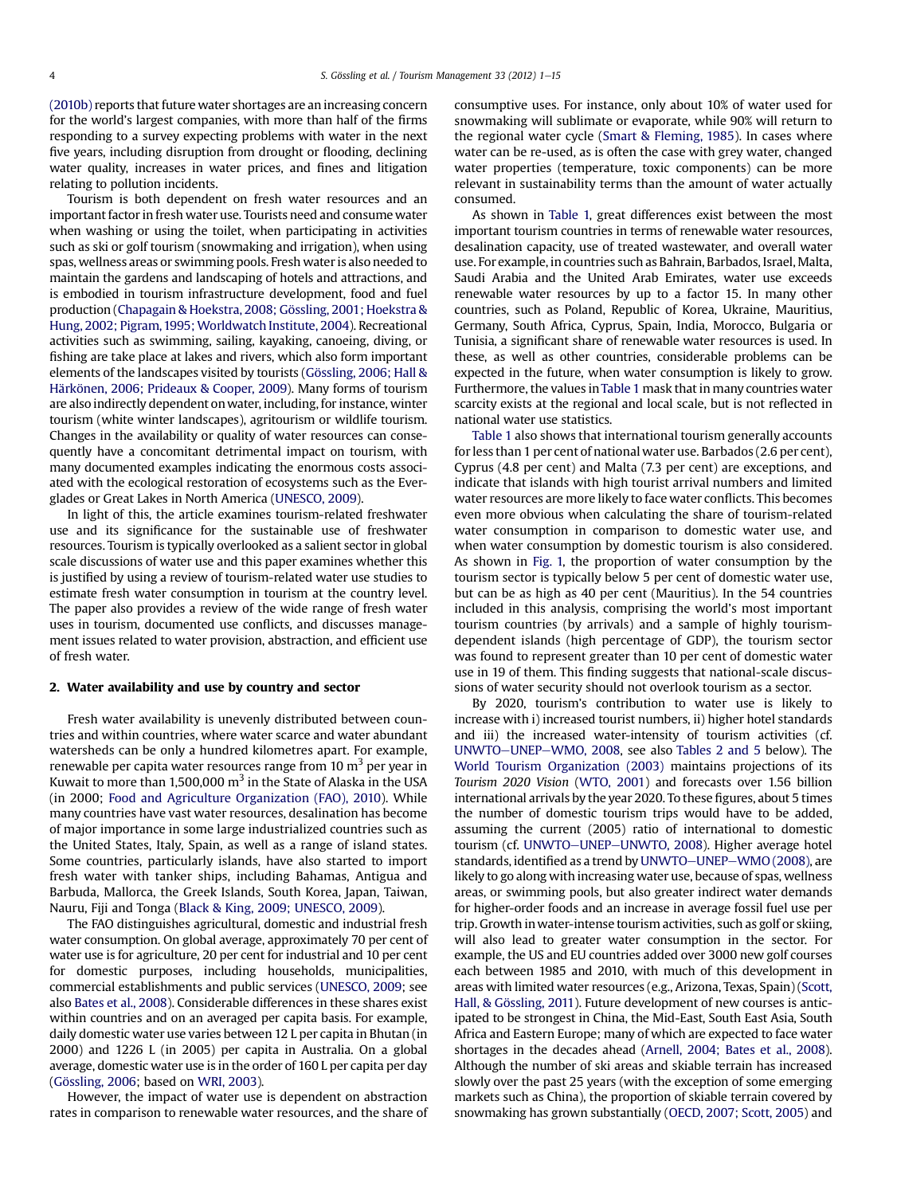(2010b) reports that future water shortages are an increasing concern for the world's largest companies, with more than half of the firms responding to a survey expecting problems with water in the next five years, including disruption from drought or flooding, declining water quality, increases in water prices, and fines and litigation relating to pollution incidents.

Tourism is both dependent on fresh water resources and an important factor in fresh water use. Tourists need and consume water when washing or using the toilet, when participating in activities such as ski or golf tourism (snowmaking and irrigation), when using spas, wellness areas or swimming pools. Fresh water is also needed to maintain the gardens and landscaping of hotels and attractions, and is embodied in tourism infrastructure development, food and fuel production (Chapagain & Hoekstra, 2008; Gössling, 2001; Hoekstra & Hung, 2002; Pigram, 1995; Worldwatch Institute, 2004). Recreational activities such as swimming, sailing, kayaking, canoeing, diving, or fishing are take place at lakes and rivers, which also form important elements of the landscapes visited by tourists (Gössling, 2006; Hall & Härkönen, 2006; Prideaux & Cooper, 2009). Many forms of tourism are also indirectly dependent on water, including, for instance, winter tourism (white winter landscapes), agritourism or wildlife tourism. Changes in the availability or quality of water resources can consequently have a concomitant detrimental impact on tourism, with many documented examples indicating the enormous costs associated with the ecological restoration of ecosystems such as the Everglades or Great Lakes in North America (UNESCO, 2009).

In light of this, the article examines tourism-related freshwater use and its significance for the sustainable use of freshwater resources. Tourism is typically overlooked as a salient sector in global scale discussions of water use and this paper examines whether this is justified by using a review of tourism-related water use studies to estimate fresh water consumption in tourism at the country level. The paper also provides a review of the wide range of fresh water uses in tourism, documented use conflicts, and discusses management issues related to water provision, abstraction, and efficient use of fresh water.

## 2. Water availability and use by country and sector

Fresh water availability is unevenly distributed between countries and within countries, where water scarce and water abundant watersheds can be only a hundred kilometres apart. For example, renewable per capita water resources range from 10 m$^3$ per year in Kuwait to more than 1,500,000 m$^3$ in the State of Alaska in the USA (in 2000; Food and Agriculture Organization (FAO), 2010). While many countries have vast water resources, desalination has become of major importance in some large industrialized countries such as the United States, Italy, Spain, as well as a range of island states. Some countries, particularly islands, have also started to import fresh water with tanker ships, including Bahamas, Antigua and Barbuda, Mallorca, the Greek Islands, South Korea, Japan, Taiwan, Nauru, Fiji and Tonga (Black & King, 2009; UNESCO, 2009).

The FAO distinguishes agricultural, domestic and industrial fresh water consumption. On global average, approximately 70 per cent of water use is for agriculture, 20 per cent for industrial and 10 per cent for domestic purposes, including households, municipalities, commercial establishments and public services (UNESCO, 2009; see also Bates et al., 2008). Considerable differences in these shares exist within countries and on an averaged per capita basis. For example, daily domestic water use varies between 12 L per capita in Bhutan (in 2000) and 1226 L (in 2005) per capita in Australia. On a global average, domestic water use is in the order of 160 L per capita per day (Gössling, 2006; based on WRI, 2003).

However, the impact of water use is dependent on abstraction rates in comparison to renewable water resources, and the share of consumptive uses. For instance, only about 10% of water used for snowmaking will sublimate or evaporate, while 90% will return to the regional water cycle (Smart & Fleming, 1985). In cases where water can be re-used, as is often the case with grey water, changed water properties (temperature, toxic components) can be more relevant in sustainability terms than the amount of water actually consumed.

As shown in Table 1, great differences exist between the most important tourism countries in terms of renewable water resources, desalination capacity, use of treated wastewater, and overall water use. For example, in countries such as Bahrain, Barbados, Israel, Malta, Saudi Arabia and the United Arab Emirates, water use exceeds renewable water resources by up to a factor 15. In many other countries, such as Poland, Republic of Korea, Ukraine, Mauritius, Germany, South Africa, Cyprus, Spain, India, Morocco, Bulgaria or Tunisia, a significant share of renewable water resources is used. In these, as well as other countries, considerable problems can be expected in the future, when water consumption is likely to grow. Furthermore, the values in Table 1 mask that in many countries water scarcity exists at the regional and local scale, but is not reflected in national water use statistics.

Table 1 also shows that international tourism generally accounts for less than 1 per cent of national water use. Barbados (2.6 per cent), Cyprus (4.8 per cent) and Malta (7.3 per cent) are exceptions, and indicate that islands with high tourist arrival numbers and limited water resources are more likely to face water conflicts. This becomes even more obvious when calculating the share of tourism-related water consumption in comparison to domestic water use, and when water consumption by domestic tourism is also considered. As shown in Fig. 1, the proportion of water consumption by the tourism sector is typically below 5 per cent of domestic water use, but can be as high as 40 per cent (Mauritius). In the 54 countries included in this analysis, comprising the world's most important tourism countries (by arrivals) and a sample of highly tourism-dependent islands (high percentage of GDP), the tourism sector was found to represent greater than 10 per cent of domestic water use in 19 of them. This finding suggests that national-scale discussions of water security should not overlook tourism as a sector.

By 2020, tourism's contribution to water use is likely to increase with i) increased tourist numbers, ii) higher hotel standards and iii) the increased water-intensity of tourism activities (cf. UNWTO–UNEP–WMO, 2008, see also Tables 2 and 5 below). The World Tourism Organization (2003) maintains projections of its *Tourism 2020 Vision* (WTO, 2001) and forecasts over 1.56 billion international arrivals by the year 2020. To these figures, about 5 times the number of domestic tourism trips would have to be added, assuming the current (2005) ratio of international to domestic tourism (cf. UNWTO–UNEP–UNWTO, 2008). Higher average hotel standards, identified as a trend by UNWTO–UNEP–WMO (2008), are likely to go along with increasing water use, because of spas, wellness areas, or swimming pools, but also greater indirect water demands for higher-order foods and an increase in average fossil fuel use per trip. Growth in water-intense tourism activities, such as golf or skiing, will also lead to greater water consumption in the sector. For example, the US and EU countries added over 3000 new golf courses each between 1985 and 2010, with much of this development in areas with limited water resources (e.g., Arizona, Texas, Spain) (Scott, Hall, & Gössling, 2011). Future development of new courses is anticipated to be strongest in China, the Mid-East, South East Asia, South Africa and Eastern Europe; many of which are expected to face water shortages in the decades ahead (Arnell, 2004; Bates et al., 2008). Although the number of ski areas and skiable terrain has increased slowly over the past 25 years (with the exception of some emerging markets such as China), the proportion of skiable terrain covered by snowmaking has grown substantially (OECD, 2007; Scott, 2005) and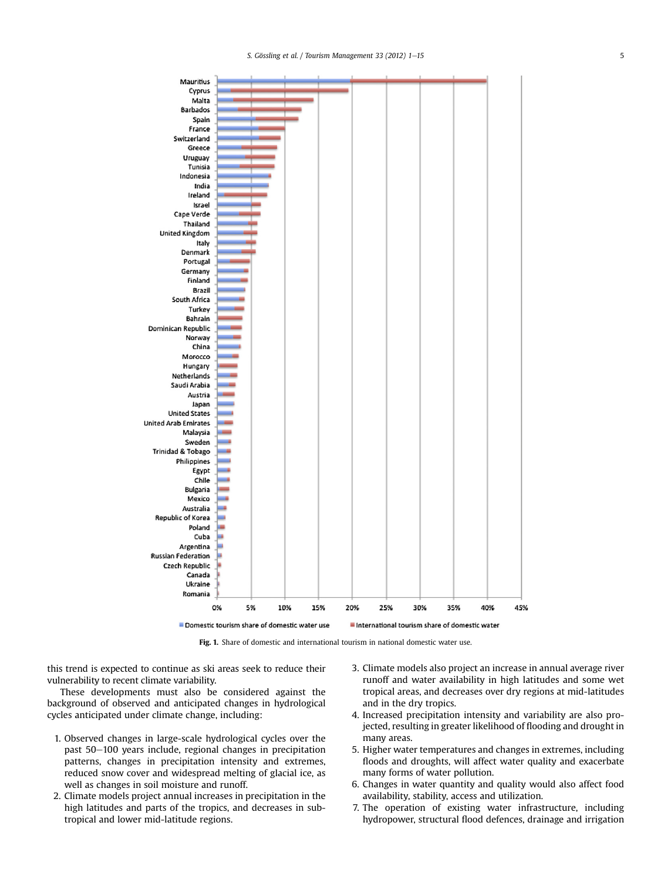Fig. 1. Share of domestic and international tourism in national domestic water use.

this trend is expected to continue as ski areas seek to reduce their vulnerability to recent climate variability.

These developments must also be considered against the background of observed and anticipated changes in hydrological cycles anticipated under climate change, including:

1. Observed changes in large-scale hydrological cycles over the past 50–100 years include, regional changes in precipitation patterns, changes in precipitation intensity and extremes, reduced snow cover and widespread melting of glacial ice, as well as changes in soil moisture and runoff.
2. Climate models project annual increases in precipitation in the high latitudes and parts of the tropics, and decreases in subtropical and lower mid-latitude regions.
3. Climate models also project an increase in annual average river runoff and water availability in high latitudes and some wet tropical areas, and decreases over dry regions at mid-latitudes and in the dry tropics.
4. Increased precipitation intensity and variability are also projected, resulting in greater likelihood of flooding and drought in many areas.
5. Higher water temperatures and changes in extremes, including floods and droughts, will affect water quality and exacerbate many forms of water pollution.
6. Changes in water quantity and quality would also affect food availability, stability, access and utilization.
7. The operation of existing water infrastructure, including hydropower, structural flood defences, drainage and irrigation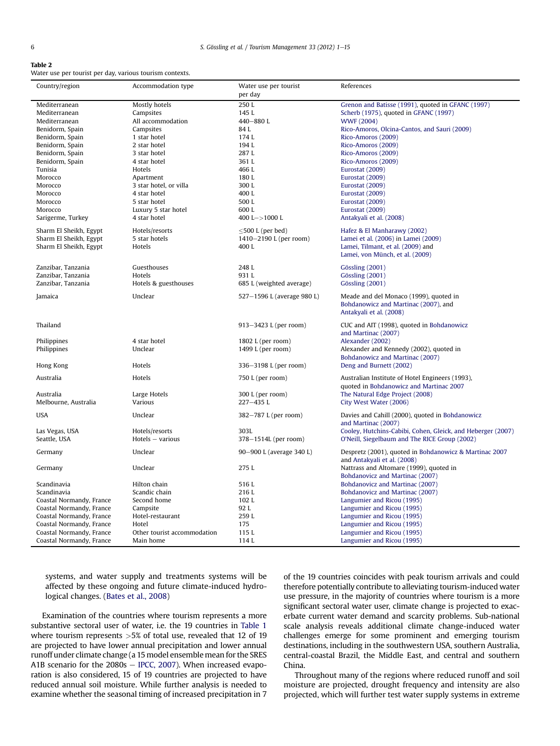**Table 2**
Water use per tourist per day, various tourism contexts.

| Country/region | Accommodation type | Water use per tourist per day | References |
|---|---|---|---|
| Mediterranean | Mostly hotels | 250 L | Grenon and Batisse (1991), quoted in GFANC (1997) |
| Mediterranean | Campsites | 145 L | Scherb (1975), quoted in GFANC (1997) |
| Mediterranean | All accommodation | 440–880 L | WWF (2004) |
| Benidorm, Spain | Campsites | 84 L | Rico-Amoros, Olcina-Cantos, and Sauri (2009) |
| Benidorm, Spain | 1 star hotel | 174 L | Rico-Amoros (2009) |
| Benidorm, Spain | 2 star hotel | 194 L | Rico-Amoros (2009) |
| Benidorm, Spain | 3 star hotel | 287 L | Rico-Amoros (2009) |
| Benidorm, Spain | 4 star hotel | 361 L | Rico-Amoros (2009) |
| Tunisia | Hotels | 466 L | Eurostat (2009) |
| Morocco | Apartment | 180 L | Eurostat (2009) |
| Morocco | 3 star hotel, or villa | 300 L | Eurostat (2009) |
| Morocco | 4 star hotel | 400 L | Eurostat (2009) |
| Morocco | 5 star hotel | 500 L | Eurostat (2009) |
| Morocco | Luxury 5 star hotel | 600 L | Eurostat (2009) |
| Sarigerme, Turkey | 4 star hotel | 400 L–>1000 L | Antakyali et al. (2008) |
| Sharm El Sheikh, Egypt | Hotels/resorts | ≤500 L (per bed) | Hafez & El Manharawy (2002) |
| Sharm El Sheikh, Egypt | 5 star hotels | 1410–2190 L (per room) | Lamei et al. (2006) in Lamei (2009) |
| Sharm El Sheikh, Egypt | Hotels | 400 L | Lamei, Tilmant, et al. (2009) and Lamei, von Münch, et al. (2009) |
| Zanzibar, Tanzania | Guesthouses | 248 L | Gössling (2001) |
| Zanzibar, Tanzania | Hotels | 931 L | Gössling (2001) |
| Zanzibar, Tanzania | Hotels & guesthouses | 685 L (weighted average) | Gössling (2001) |
| Jamaica | Unclear | 527–1596 L (average 980 L) | Meade and del Monaco (1999), quoted in Bohdanowicz and Martinac (2007), and Antakyali et al. (2008) |
| Thailand | | 913–3423 L (per room) | CUC and AIT (1998), quoted in Bohdanowicz and Martinac (2007) |
| Philippines | 4 star hotel | 1802 L (per room) | Alexander (2002) |
| Philippines | Unclear | 1499 L (per room) | Alexander and Kennedy (2002), quoted in Bohdanowicz and Martinac (2007) |
| Hong Kong | Hotels | 336–3198 L (per room) | Deng and Burnett (2002) |
| Australia | Hotels | 750 L (per room) | Australian Institute of Hotel Engineers (1993), quoted in Bohdanowicz and Martinac 2007 |
| Australia | Large Hotels | 300 L (per room) | The Natural Edge Project (2008) |
| Melbourne, Australia | Various | 227–435 L | City West Water (2006) |
| USA | Unclear | 382–787 L (per room) | Davies and Cahill (2000), quoted in Bohdanowicz and Martinac (2007) |
| Las Vegas, USA | Hotels/resorts | 303L | Cooley, Hutchins-Cabibi, Cohen, Gleick, and Heberger (2007) |
| Seattle, USA | Hotels – various | 378–1514L (per room) | O'Neill, Siegelbaum and The RICE Group (2002) |
| Germany | Unclear | 90–900 L (average 340 L) | Despretz (2001), quoted in Bohdanowicz & Martinac 2007 and Antakyali et al. (2008) |
| Germany | Unclear | 275 L | Nattrass and Altomare (1999), quoted in Bohdanovicz and Martinac (2007) |
| Scandinavia | Hilton chain | 516 L | Bohdanovicz and Martinac (2007) |
| Scandinavia | Scandic chain | 216 L | Bohdanovicz and Martinac (2007) |
| Coastal Normandy, France | Second home | 102 L | Langumier and Ricou (1995) |
| Coastal Normandy, France | Campsite | 92 L | Langumier and Ricou (1995) |
| Coastal Normandy, France | Hotel-restaurant | 259 L | Langumier and Ricou (1995) |
| Coastal Normandy, France | Hotel | 175 | Langumier and Ricou (1995) |
| Coastal Normandy, France | Other tourist accommodation | 115 L | Langumier and Ricou (1995) |
| Coastal Normandy, France | Main home | 114 L | Langumier and Ricou (1995) |

systems, and water supply and treatments systems will be affected by these ongoing and future climate-induced hydrological changes. (Bates et al., 2008)

Examination of the countries where tourism represents a more substantive sectoral user of water, i.e. the 19 countries in Table 1 where tourism represents >5% of total use, revealed that 12 of 19 are projected to have lower annual precipitation and lower annual runoff under climate change (a 15 model ensemble mean for the SRES A1B scenario for the 2080s – IPCC, 2007). When increased evaporation is also considered, 15 of 19 countries are projected to have reduced annual soil moisture. While further analysis is needed to examine whether the seasonal timing of increased precipitation in 7 of the 19 countries coincides with peak tourism arrivals and could therefore potentially contribute to alleviating tourism-induced water use pressure, in the majority of countries where tourism is a more significant sectoral water user, climate change is projected to exacerbate current water demand and scarcity problems. Sub-national scale analysis reveals additional climate change-induced water challenges emerge for some prominent and emerging tourism destinations, including in the southwestern USA, southern Australia, central-coastal Brazil, the Middle East, and central and southern China.

Throughout many of the regions where reduced runoff and soil moisture are projected, drought frequency and intensity are also projected, which will further test water supply systems in extreme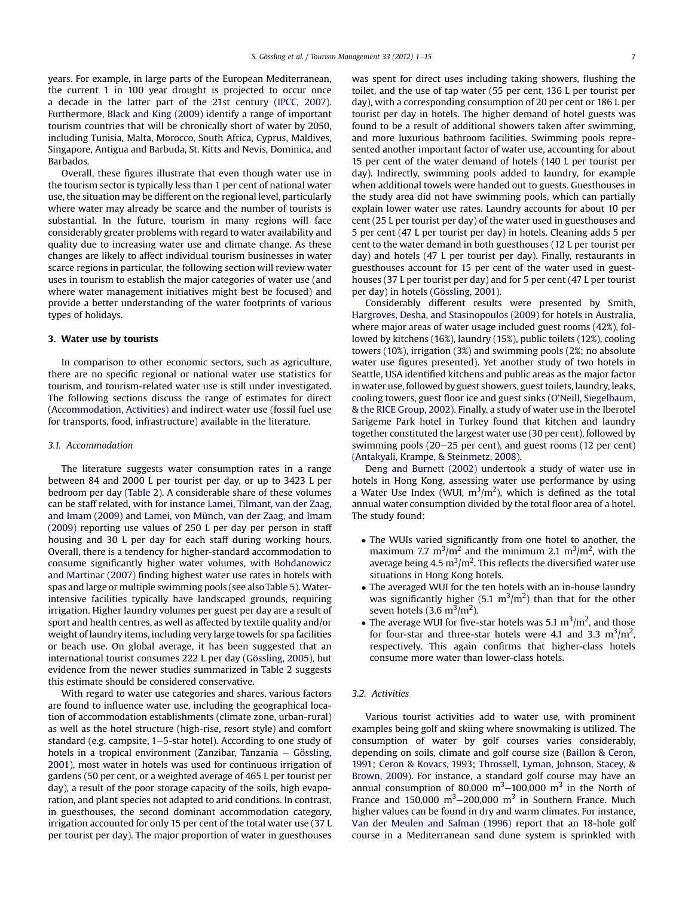years. For example, in large parts of the European Mediterranean, the current 1 in 100 year drought is projected to occur once a decade in the latter part of the 21st century (IPCC, 2007). Furthermore, Black and King (2009) identify a range of important tourism countries that will be chronically short of water by 2050, including Tunisia, Malta, Morocco, South Africa, Cyprus, Maldives, Singapore, Antigua and Barbuda, St. Kitts and Nevis, Dominica, and Barbados.

Overall, these figures illustrate that even though water use in the tourism sector is typically less than 1 per cent of national water use, the situation may be different on the regional level, particularly where water may already be scarce and the number of tourists is substantial. In the future, tourism in many regions will face considerably greater problems with regard to water availability and quality due to increasing water use and climate change. As these changes are likely to affect individual tourism businesses in water scarce regions in particular, the following section will review water uses in tourism to establish the major categories of water use (and where water management initiatives might best be focused) and provide a better understanding of the water footprints of various types of holidays.

## 3. Water use by tourists

In comparison to other economic sectors, such as agriculture, there are no specific regional or national water use statistics for tourism, and tourism-related water use is still under investigated. The following sections discuss the range of estimates for direct (Accommodation, Activities) and indirect water use (fossil fuel use for transports, food, infrastructure) available in the literature.

### 3.1. Accommodation

The literature suggests water consumption rates in a range between 84 and 2000 L per tourist per day, or up to 3423 L per bedroom per day (Table 2). A considerable share of these volumes can be staff related, with for instance Lamei, Tilmant, van der Zaag, and Imam (2009) and Lamei, von Münch, van der Zaag, and Imam (2009) reporting use values of 250 L per day per person in staff housing and 30 L per day for each staff during working hours. Overall, there is a tendency for higher-standard accommodation to consume significantly higher water volumes, with Bohdanowicz and Martinac (2007) finding highest water use rates in hotels with spas and large or multiple swimming pools (see also Table 5). Water-intensive facilities typically have landscaped grounds, requiring irrigation. Higher laundry volumes per guest per day are a result of sport and health centres, as well as affected by textile quality and/or weight of laundry items, including very large towels for spa facilities or beach use. On global average, it has been suggested that an international tourist consumes 222 L per day (Gössling, 2005), but evidence from the newer studies summarized in Table 2 suggests this estimate should be considered conservative.

With regard to water use categories and shares, various factors are found to influence water use, including the geographical location of accommodation establishments (climate zone, urban-rural) as well as the hotel structure (high-rise, resort style) and comfort standard (e.g. campsite, 1–5-star hotel). According to one study of hotels in a tropical environment (Zanzibar, Tanzania – Gössling, 2001), most water in hotels was used for continuous irrigation of gardens (50 per cent, or a weighted average of 465 L per tourist per day), a result of the poor storage capacity of the soils, high evaporation, and plant species not adapted to arid conditions. In contrast, in guesthouses, the second dominant accommodation category, irrigation accounted for only 15 per cent of the total water use (37 L per tourist per day). The major proportion of water in guesthouses was spent for direct uses including taking showers, flushing the toilet, and the use of tap water (55 per cent, 136 L per tourist per day), with a corresponding consumption of 20 per cent or 186 L per tourist per day in hotels. The higher demand of hotel guests was found to be a result of additional showers taken after swimming, and more luxurious bathroom facilities. Swimming pools represented another important factor of water use, accounting for about 15 per cent of the water demand of hotels (140 L per tourist per day). Indirectly, swimming pools added to laundry, for example when additional towels were handed out to guests. Guesthouses in the study area did not have swimming pools, which can partially explain lower water use rates. Laundry accounts for about 10 per cent (25 L per tourist per day) of the water used in guesthouses and 5 per cent (47 L per tourist per day) in hotels. Cleaning adds 5 per cent to the water demand in both guesthouses (12 L per tourist per day) and hotels (47 L per tourist per day). Finally, restaurants in guesthouses account for 15 per cent of the water used in guesthouses (37 L per tourist per day) and for 5 per cent (47 L per tourist per day) in hotels (Gössling, 2001).

Considerably different results were presented by Smith, Hargroves, Desha, and Stasinopoulos (2009) for hotels in Australia, where major areas of water usage included guest rooms (42%), followed by kitchens (16%), laundry (15%), public toilets (12%), cooling towers (10%), irrigation (3%) and swimming pools (2%; no absolute water use figures presented). Yet another study of two hotels in Seattle, USA identified kitchens and public areas as the major factor in water use, followed by guest showers, guest toilets, laundry, leaks, cooling towers, guest floor ice and guest sinks (O'Neill, Siegelbaum, & the RICE Group, 2002). Finally, a study of water use in the Iberotel Sarigeme Park hotel in Turkey found that kitchen and laundry together constituted the largest water use (30 per cent), followed by swimming pools (20–25 per cent), and guest rooms (12 per cent) (Antakyali, Krampe, & Steinmetz, 2008).

Deng and Burnett (2002) undertook a study of water use in hotels in Hong Kong, assessing water use performance by using a Water Use Index (WUI, $m^3/m^2$), which is defined as the total annual water consumption divided by the total floor area of a hotel. The study found:

- The WUIs varied significantly from one hotel to another, the maximum 7.7 $m^3/m^2$ and the minimum 2.1 $m^3/m^2$, with the average being 4.5 $m^3/m^2$. This reflects the diversified water use situations in Hong Kong hotels.
- The averaged WUI for the ten hotels with an in-house laundry was significantly higher (5.1 $m^3/m^2$) than that for the other seven hotels (3.6 $m^3/m^2$).
- The average WUI for five-star hotels was 5.1 $m^3/m^2$, and those for four-star and three-star hotels were 4.1 and 3.3 $m^3/m^2$, respectively. This again confirms that higher-class hotels consume more water than lower-class hotels.

### 3.2. Activities

Various tourist activities add to water use, with prominent examples being golf and skiing where snowmaking is utilized. The consumption of water by golf courses varies considerably, depending on soils, climate and golf course size (Baillon & Ceron, 1991; Ceron & Kovacs, 1993; Throssell, Lyman, Johnson, Stacey, & Brown, 2009). For instance, a standard golf course may have an annual consumption of 80,000 $m^3$–100,000 $m^3$ in the North of France and 150,000 $m^3$–200,000 $m^3$ in Southern France. Much higher values can be found in dry and warm climates. For instance, Van der Meulen and Salman (1996) report that an 18-hole golf course in a Mediterranean sand dune system is sprinkled with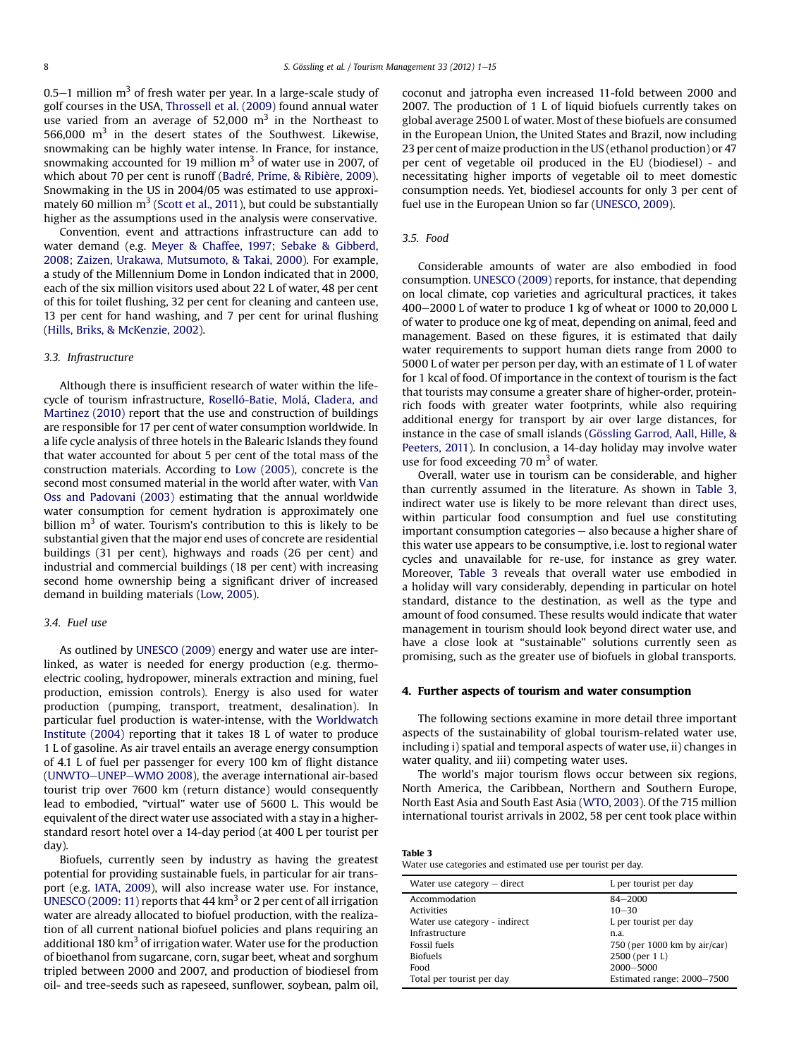0.5–1 million $m^3$ of fresh water per year. In a large-scale study of golf courses in the USA, Throssell et al. (2009) found annual water use varied from an average of 52,000 $m^3$ in the Northeast to 566,000 $m^3$ in the desert states of the Southwest. Likewise, snowmaking can be highly water intense. In France, for instance, snowmaking accounted for 19 million $m^3$ of water use in 2007, of which about 70 per cent is runoff (Badré, Prime, & Ribière, 2009). Snowmaking in the US in 2004/05 was estimated to use approximately 60 million $m^3$ (Scott et al., 2011), but could be substantially higher as the assumptions used in the analysis were conservative.

Convention, event and attractions infrastructure can add to water demand (e.g. Meyer & Chaffee, 1997; Sebake & Gibberd, 2008; Zaizen, Urakawa, Mutsumoto, & Takai, 2000). For example, a study of the Millennium Dome in London indicated that in 2000, each of the six million visitors used about 22 L of water, 48 per cent of this for toilet flushing, 32 per cent for cleaning and canteen use, 13 per cent for hand washing, and 7 per cent for urinal flushing (Hills, Briks, & McKenzie, 2002).

### 3.3. Infrastructure

Although there is insufficient research of water within the life-cycle of tourism infrastructure, Roselló-Batie, Molá, Cladera, and Martinez (2010) report that the use and construction of buildings are responsible for 17 per cent of water consumption worldwide. In a life cycle analysis of three hotels in the Balearic Islands they found that water accounted for about 5 per cent of the total mass of the construction materials. According to Low (2005), concrete is the second most consumed material in the world after water, with Van Oss and Padovani (2003) estimating that the annual worldwide water consumption for cement hydration is approximately one billion $m^3$ of water. Tourism's contribution to this is likely to be substantial given that the major end uses of concrete are residential buildings (31 per cent), highways and roads (26 per cent) and industrial and commercial buildings (18 per cent) with increasing second home ownership being a significant driver of increased demand in building materials (Low, 2005).

### 3.4. Fuel use

As outlined by UNESCO (2009) energy and water use are interlinked, as water is needed for energy production (e.g. thermoelectric cooling, hydropower, minerals extraction and mining, fuel production, emission controls). Energy is also used for water production (pumping, transport, treatment, desalination). In particular fuel production is water-intense, with the Worldwatch Institute (2004) reporting that it takes 18 L of water to produce 1 L of gasoline. As air travel entails an average energy consumption of 4.1 L of fuel per passenger for every 100 km of flight distance (UNWTO–UNEP–WMO 2008), the average international air-based tourist trip over 7600 km (return distance) would consequently lead to embodied, "virtual" water use of 5600 L. This would be equivalent of the direct water use associated with a stay in a higher-standard resort hotel over a 14-day period (at 400 L per tourist per day).

Biofuels, currently seen by industry as having the greatest potential for providing sustainable fuels, in particular for air transport (e.g. IATA, 2009), will also increase water use. For instance, UNESCO (2009: 11) reports that 44 $km^3$ or 2 per cent of all irrigation water are already allocated to biofuel production, with the realization of all current national biofuel policies and plans requiring an additional 180 $km^3$ of irrigation water. Water use for the production of bioethanol from sugarcane, corn, sugar beet, wheat and sorghum tripled between 2000 and 2007, and production of biodiesel from oil- and tree-seeds such as rapeseed, sunflower, soybean, palm oil, coconut and jatropha even increased 11-fold between 2000 and 2007. The production of 1 L of liquid biofuels currently takes on global average 2500 L of water. Most of these biofuels are consumed in the European Union, the United States and Brazil, now including 23 per cent of maize production in the US (ethanol production) or 47 per cent of vegetable oil produced in the EU (biodiesel) - and necessitating higher imports of vegetable oil to meet domestic consumption needs. Yet, biodiesel accounts for only 3 per cent of fuel use in the European Union so far (UNESCO, 2009).

### 3.5. Food

Considerable amounts of water are also embodied in food consumption. UNESCO (2009) reports, for instance, that depending on local climate, cop varieties and agricultural practices, it takes 400–2000 L of water to produce 1 kg of wheat or 1000 to 20,000 L of water to produce one kg of meat, depending on animal, feed and management. Based on these figures, it is estimated that daily water requirements to support human diets range from 2000 to 5000 L of water per person per day, with an estimate of 1 L of water for 1 kcal of food. Of importance in the context of tourism is the fact that tourists may consume a greater share of higher-order, protein-rich foods with greater water footprints, while also requiring additional energy for transport by air over large distances, for instance in the case of small islands (Gössling Garrod, Aall, Hille, & Peeters, 2011). In conclusion, a 14-day holiday may involve water use for food exceeding 70 $m^3$ of water.

Overall, water use in tourism can be considerable, and higher than currently assumed in the literature. As shown in Table 3, indirect water use is likely to be more relevant than direct uses, within particular food consumption and fuel use constituting important consumption categories – also because a higher share of this water use appears to be consumptive, i.e. lost to regional water cycles and unavailable for re-use, for instance as grey water. Moreover, Table 3 reveals that overall water use embodied in a holiday will vary considerably, depending in particular on hotel standard, distance to the destination, as well as the type and amount of food consumed. These results would indicate that water management in tourism should look beyond direct water use, and have a close look at "sustainable" solutions currently seen as promising, such as the greater use of biofuels in global transports.

## 4. Further aspects of tourism and water consumption

The following sections examine in more detail three important aspects of the sustainability of global tourism-related water use, including i) spatial and temporal aspects of water use, ii) changes in water quality, and iii) competing water uses.

The world's major tourism flows occur between six regions, North America, the Caribbean, Northern and Southern Europe, North East Asia and South East Asia (WTO, 2003). Of the 715 million international tourist arrivals in 2002, 58 per cent took place within

**Table 3**
Water use categories and estimated use per tourist per day.

| Water use category – direct | L per tourist per day |
|---|---|
| Accommodation | 84–2000 |
| Activities | 10–30 |
| Water use category - indirect | L per tourist per day |
| Infrastructure | n.a. |
| Fossil fuels | 750 (per 1000 km by air/car) |
| Biofuels | 2500 (per 1 L) |
| Food | 2000–5000 |
| Total per tourist per day | Estimated range: 2000–7500 |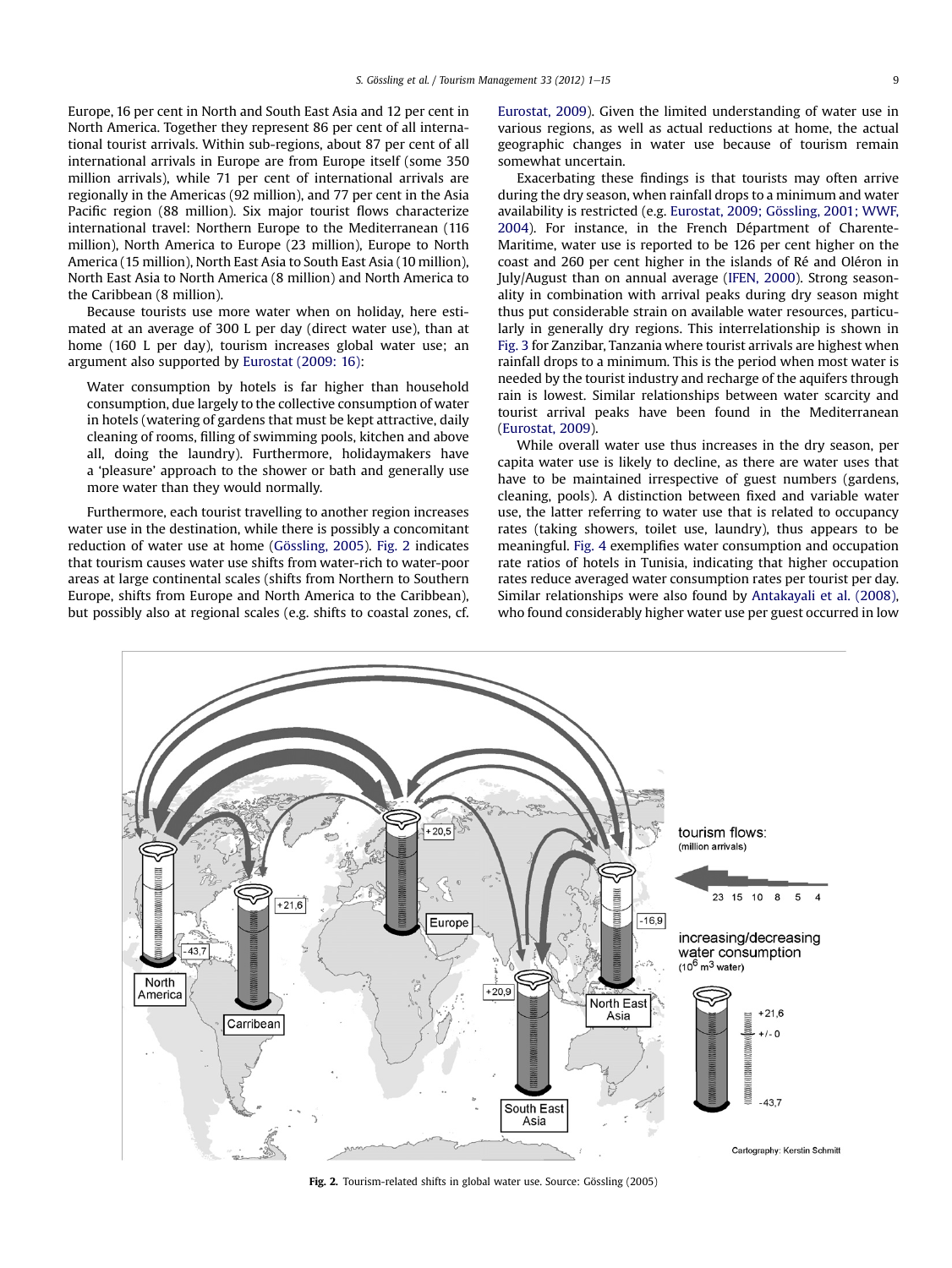Europe, 16 per cent in North and South East Asia and 12 per cent in North America. Together they represent 86 per cent of all international tourist arrivals. Within sub-regions, about 87 per cent of all international arrivals in Europe are from Europe itself (some 350 million arrivals), while 71 per cent of international arrivals are regionally in the Americas (92 million), and 77 per cent in the Asia Pacific region (88 million). Six major tourist flows characterize international travel: Northern Europe to the Mediterranean (116 million), North America to Europe (23 million), Europe to North America (15 million), North East Asia to South East Asia (10 million), North East Asia to North America (8 million) and North America to the Caribbean (8 million).

Because tourists use more water when on holiday, here estimated at an average of 300 L per day (direct water use), than at home (160 L per day), tourism increases global water use; an argument also supported by Eurostat (2009: 16):

> Water consumption by hotels is far higher than household consumption, due largely to the collective consumption of water in hotels (watering of gardens that must be kept attractive, daily cleaning of rooms, filling of swimming pools, kitchen and above all, doing the laundry). Furthermore, holidaymakers have a 'pleasure' approach to the shower or bath and generally use more water than they would normally.

Furthermore, each tourist travelling to another region increases water use in the destination, while there is possibly a concomitant reduction of water use at home (Gössling, 2005). Fig. 2 indicates that tourism causes water use shifts from water-rich to water-poor areas at large continental scales (shifts from Northern to Southern Europe, shifts from Europe and North America to the Caribbean), but possibly also at regional scales (e.g. shifts to coastal zones, cf. Eurostat, 2009). Given the limited understanding of water use in various regions, as well as actual reductions at home, the actual geographic changes in water use because of tourism remain somewhat uncertain.

Exacerbating these findings is that tourists may often arrive during the dry season, when rainfall drops to a minimum and water availability is restricted (e.g. Eurostat, 2009; Gössling, 2001; WWF, 2004). For instance, in the French Département of Charente-Maritime, water use is reported to be 126 per cent higher on the coast and 260 per cent higher in the islands of Ré and Oléron in July/August than on annual average (IFEN, 2000). Strong seasonality in combination with arrival peaks during dry season might thus put considerable strain on available water resources, particularly in generally dry regions. This interrelationship is shown in Fig. 3 for Zanzibar, Tanzania where tourist arrivals are highest when rainfall drops to a minimum. This is the period when most water is needed by the tourist industry and recharge of the aquifers through rain is lowest. Similar relationships between water scarcity and tourist arrival peaks have been found in the Mediterranean (Eurostat, 2009).

While overall water use thus increases in the dry season, per capita water use is likely to decline, as there are water uses that have to be maintained irrespective of guest numbers (gardens, cleaning, pools). A distinction between fixed and variable water use, the latter referring to water use that is related to occupancy rates (taking showers, toilet use, laundry), thus appears to be meaningful. Fig. 4 exemplifies water consumption and occupation rate ratios of hotels in Tunisia, indicating that higher occupation rates reduce averaged water consumption rates per tourist per day. Similar relationships were also found by Antakayali et al. (2008), who found considerably higher water use per guest occurred in low

**Fig. 2.** Tourism-related shifts in global water use. Source: Gössling (2005)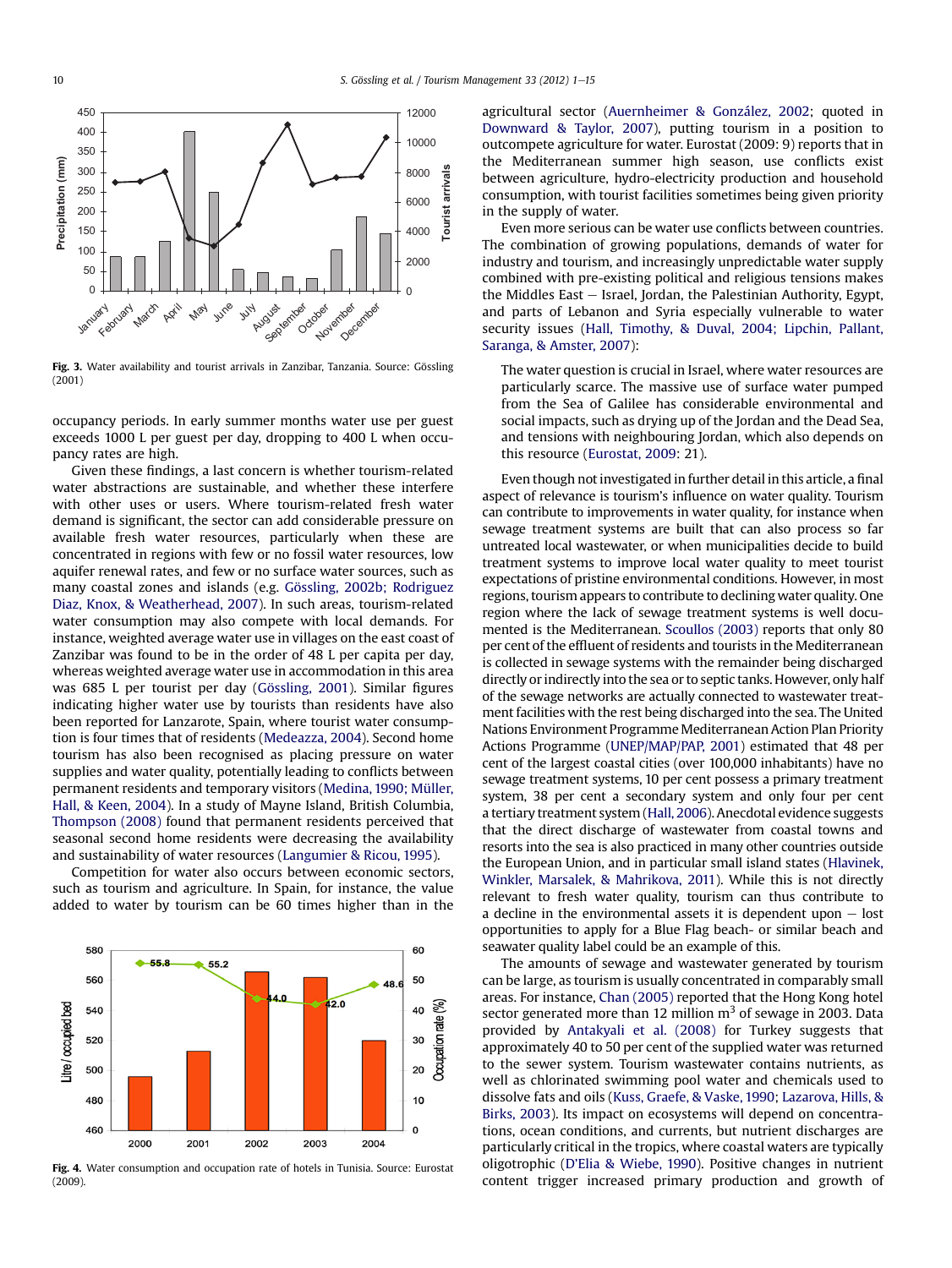Fig. 3. Water availability and tourist arrivals in Zanzibar, Tanzania. Source: Gössling (2001)

occupancy periods. In early summer months water use per guest exceeds 1000 L per guest per day, dropping to 400 L when occupancy rates are high.

Given these findings, a last concern is whether tourism-related water abstractions are sustainable, and whether these interfere with other uses or users. Where tourism-related fresh water demand is significant, the sector can add considerable pressure on available fresh water resources, particularly when these are concentrated in regions with few or no fossil water resources, low aquifer renewal rates, and few or no surface water sources, such as many coastal zones and islands (e.g. Gössling, 2002b; Rodriguez Diaz, Knox, & Weatherhead, 2007). In such areas, tourism-related water consumption may also compete with local demands. For instance, weighted average water use in villages on the east coast of Zanzibar was found to be in the order of 48 L per capita per day, whereas weighted average water use in accommodation in this area was 685 L per tourist per day (Gössling, 2001). Similar figures indicating higher water use by tourists than residents have also been reported for Lanzarote, Spain, where tourist water consumption is four times that of residents (Medeazza, 2004). Second home tourism has also been recognised as placing pressure on water supplies and water quality, potentially leading to conflicts between permanent residents and temporary visitors (Medina, 1990; Müller, Hall, & Keen, 2004). In a study of Mayne Island, British Columbia, Thompson (2008) found that permanent residents perceived that seasonal second home residents were decreasing the availability and sustainability of water resources (Langumier & Ricou, 1995).

Competition for water also occurs between economic sectors, such as tourism and agriculture. In Spain, for instance, the value added to water by tourism can be 60 times higher than in the agricultural sector (Auernheimer & González, 2002; quoted in Downward & Taylor, 2007), putting tourism in a position to outcompete agriculture for water. Eurostat (2009: 9) reports that in the Mediterranean summer high season, use conflicts exist between agriculture, hydro-electricity production and household consumption, with tourist facilities sometimes being given priority in the supply of water.

Even more serious can be water use conflicts between countries. The combination of growing populations, demands of water for industry and tourism, and increasingly unpredictable water supply combined with pre-existing political and religious tensions makes the Middles East – Israel, Jordan, the Palestinian Authority, Egypt, and parts of Lebanon and Syria especially vulnerable to water security issues (Hall, Timothy, & Duval, 2004; Lipchin, Pallant, Saranga, & Amster, 2007):

> The water question is crucial in Israel, where water resources are particularly scarce. The massive use of surface water pumped from the Sea of Galilee has considerable environmental and social impacts, such as drying up of the Jordan and the Dead Sea, and tensions with neighbouring Jordan, which also depends on this resource (Eurostat, 2009: 21).

Even though not investigated in further detail in this article, a final aspect of relevance is tourism's influence on water quality. Tourism can contribute to improvements in water quality, for instance when sewage treatment systems are built that can also process so far untreated local wastewater, or when municipalities decide to build treatment systems to improve local water quality to meet tourist expectations of pristine environmental conditions. However, in most regions, tourism appears to contribute to declining water quality. One region where the lack of sewage treatment systems is well documented is the Mediterranean. Scoullos (2003) reports that only 80 per cent of the effluent of residents and tourists in the Mediterranean is collected in sewage systems with the remainder being discharged directly or indirectly into the sea or to septic tanks. However, only half of the sewage networks are actually connected to wastewater treatment facilities with the rest being discharged into the sea. The United Nations Environment Programme Mediterranean Action Plan Priority Actions Programme (UNEP/MAP/PAP, 2001) estimated that 48 per cent of the largest coastal cities (over 100,000 inhabitants) have no sewage treatment systems, 10 per cent possess a primary treatment system, 38 per cent a secondary system and only four per cent a tertiary treatment system (Hall, 2006). Anecdotal evidence suggests that the direct discharge of wastewater from coastal towns and resorts into the sea is also practiced in many other countries outside the European Union, and in particular small island states (Hlavinek, Winkler, Marsalek, & Mahrikova, 2011). While this is not directly relevant to fresh water quality, tourism can thus contribute to a decline in the environmental assets it is dependent upon – lost opportunities to apply for a Blue Flag beach- or similar beach and seawater quality label could be an example of this.

The amounts of sewage and wastewater generated by tourism can be large, as tourism is usually concentrated in comparably small areas. For instance, Chan (2005) reported that the Hong Kong hotel sector generated more than 12 million $m^3$ of sewage in 2003. Data provided by Antakyali et al. (2008) for Turkey suggests that approximately 40 to 50 per cent of the supplied water was returned to the sewer system. Tourism wastewater contains nutrients, as well as chlorinated swimming pool water and chemicals used to dissolve fats and oils (Kuss, Graefe, & Vaske, 1990; Lazarova, Hills, & Birks, 2003). Its impact on ecosystems will depend on concentrations, ocean conditions, and currents, but nutrient discharges are particularly critical in the tropics, where coastal waters are typically oligotrophic (D'Elia & Wiebe, 1990). Positive changes in nutrient content trigger increased primary production and growth of

Fig. 4. Water consumption and occupation rate of hotels in Tunisia. Source: Eurostat (2009).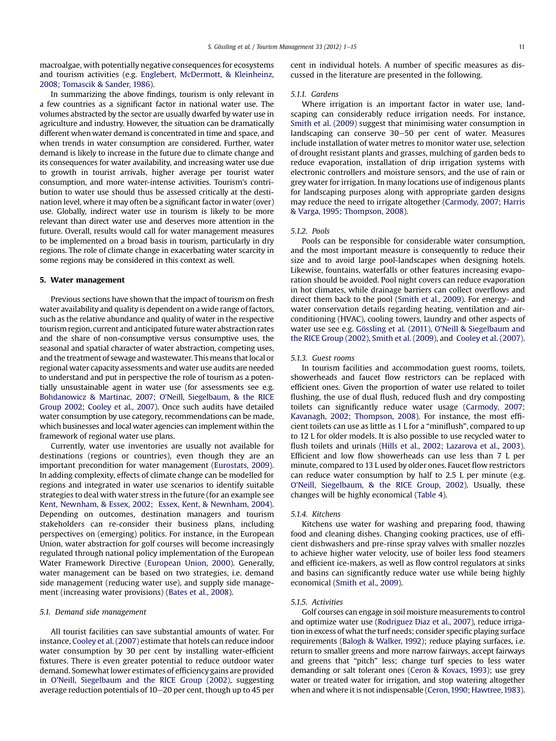macroalgae, with potentially negative consequences for ecosystems and tourism activities (e.g. Englebert, McDermott, & Kleinheinz, 2008; Tomascik & Sander, 1986).

In summarizing the above findings, tourism is only relevant in a few countries as a significant factor in national water use. The volumes abstracted by the sector are usually dwarfed by water use in agriculture and industry. However, the situation can be dramatically different when water demand is concentrated in time and space, and when trends in water consumption are considered. Further, water demand is likely to increase in the future due to climate change and its consequences for water availability, and increasing water use due to growth in tourist arrivals, higher average per tourist water consumption, and more water-intense activities. Tourism's contribution to water use should thus be assessed critically at the destination level, where it may often be a significant factor in water (over) use. Globally, indirect water use in tourism is likely to be more relevant than direct water use and deserves more attention in the future. Overall, results would call for water management measures to be implemented on a broad basis in tourism, particularly in dry regions. The role of climate change in exacerbating water scarcity in some regions may be considered in this context as well.

## 5. Water management

Previous sections have shown that the impact of tourism on fresh water availability and quality is dependent on a wide range of factors, such as the relative abundance and quality of water in the respective tourism region, current and anticipated future water abstraction rates and the share of non-consumptive versus consumptive uses, the seasonal and spatial character of water abstraction, competing uses, and the treatment of sewage and wastewater. This means that local or regional water capacity assessments and water use audits are needed to understand and put in perspective the role of tourism as a potentially unsustainable agent in water use (for assessments see e.g. Bohdanowicz & Martinac, 2007; O'Neill, Siegelbaum, & the RICE Group 2002; Cooley et al., 2007). Once such audits have detailed water consumption by use category, recommendations can be made, which businesses and local water agencies can implement within the framework of regional water use plans.

Currently, water use inventories are usually not available for destinations (regions or countries), even though they are an important precondition for water management (Eurostats, 2009). In adding complexity, effects of climate change can be modelled for regions and integrated in water use scenarios to identify suitable strategies to deal with water stress in the future (for an example see Kent, Newnham, & Essex, 2002; Essex, Kent, & Newnham, 2004). Depending on outcomes, destination managers and tourism stakeholders can re-consider their business plans, including perspectives on (emerging) politics. For instance, in the European Union, water abstraction for golf courses will become increasingly regulated through national policy implementation of the European Water Framework Directive (European Union, 2000). Generally, water management can be based on two strategies, i.e. demand side management (reducing water use), and supply side management (increasing water provisions) (Bates et al., 2008).

### 5.1. Demand side management

All tourist facilities can save substantial amounts of water. For instance, Cooley et al. (2007) estimate that hotels can reduce indoor water consumption by 30 per cent by installing water-efficient fixtures. There is even greater potential to reduce outdoor water demand. Somewhat lower estimates of efficiency gains are provided in O'Neill, Siegelbaum and the RICE Group (2002), suggesting average reduction potentials of 10–20 per cent, though up to 45 per cent in individual hotels. A number of specific measures as discussed in the literature are presented in the following.

#### 5.1.1. Gardens

Where irrigation is an important factor in water use, landscaping can considerably reduce irrigation needs. For instance, Smith et al. (2009) suggest that minimising water consumption in landscaping can conserve 30–50 per cent of water. Measures include installation of water metres to monitor water use, selection of drought resistant plants and grasses, mulching of garden beds to reduce evaporation, installation of drip irrigation systems with electronic controllers and moisture sensors, and the use of rain or grey water for irrigation. In many locations use of indigenous plants for landscaping purposes along with appropriate garden designs may reduce the need to irrigate altogether (Carmody, 2007; Harris & Varga, 1995; Thompson, 2008).

#### 5.1.2. Pools

Pools can be responsible for considerable water consumption, and the most important measure is consequently to reduce their size and to avoid large pool-landscapes when designing hotels. Likewise, fountains, waterfalls or other features increasing evaporation should be avoided. Pool night covers can reduce evaporation in hot climates, while drainage barriers can collect overflows and direct them back to the pool (Smith et al., 2009). For energy- and water conservation details regarding heating, ventilation and air-conditioning (HVAC), cooling towers, laundry and other aspects of water use see e.g. Gössling et al. (2011), O'Neill & Siegelbaum and the RICE Group (2002), Smith et al. (2009), and Cooley et al. (2007).

#### 5.1.3. Guest rooms

In tourism facilities and accommodation guest rooms, toilets, showerheads and faucet flow restrictors can be replaced with efficient ones. Given the proportion of water use related to toilet flushing, the use of dual flush, reduced flush and dry composting toilets can significantly reduce water usage (Carmody, 2007; Kavanagh, 2002; Thompson, 2008). For instance, the most efficient toilets can use as little as 1 L for a "miniflush", compared to up to 12 L for older models. It is also possible to use recycled water to flush toilets and urinals (Hills et al., 2002; Lazarova et al., 2003). Efficient and low flow showerheads can use less than 7 L per minute, compared to 13 L used by older ones. Faucet flow restrictors can reduce water consumption by half to 2.5 L per minute (e.g. O'Neill, Siegelbaum, & the RICE Group, 2002). Usually, these changes will be highly economical (Table 4).

#### 5.1.4. Kitchens

Kitchens use water for washing and preparing food, thawing food and cleaning dishes. Changing cooking practices, use of efficient dishwashers and pre-rinse spray valves with smaller nozzles to achieve higher water velocity, use of boiler less food steamers and efficient ice-makers, as well as flow control regulators at sinks and basins can significantly reduce water use while being highly economical (Smith et al., 2009).

#### 5.1.5. Activities

Golf courses can engage in soil moisture measurements to control and optimize water use (Rodriguez Diaz et al., 2007), reduce irrigation in excess of what the turf needs; consider specific playing surface requirements (Balogh & Walker, 1992); reduce playing surfaces, i.e. return to smaller greens and more narrow fairways, accept fairways and greens that "pitch" less; change turf species to less water demanding or salt tolerant ones (Ceron & Kovacs, 1993); use grey water or treated water for irrigation, and stop watering altogether when and where it is not indispensable (Ceron, 1990; Hawtree, 1983).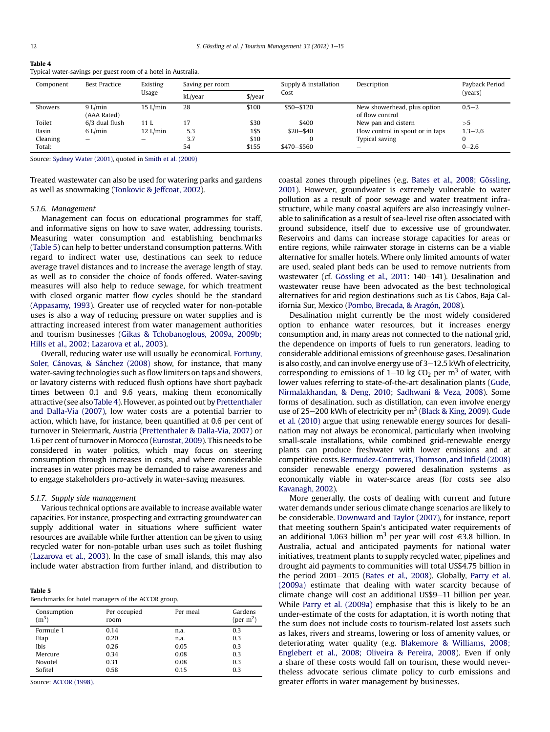**Table 4**
Typical water-savings per guest room of a hotel in Australia.

| Component | Best Practice | Existing Usage | Saving per room | | Supply & installation Cost | Description | Payback Period (years) |
|---|---|---|---|---|---|---|---|
| | | | kL/year | $/year | | | |
| Showers | 9 L/min (AAA Rated) | 15 L/min | 28 | $100 | $50–$120 | New showerhead, plus option of flow control | 0.5–2 |
| Toilet | 6/3 dual flush | 11 L | 17 | $30 | $400 | New pan and cistern | >5 |
| Basin | 6 L/min | 12 L/min | 5.3 | 1$5 | $20–$40 | Flow control in spout or in taps | 1.3–2.6 |
| Cleaning | – | – | 3.7 | $10 | 0 | Typical saving | 0 |
| Total: | | | 54 | $155 | $470–$560 | – | 0–2.6 |

Source: Sydney Water (2001), quoted in Smith et al. (2009)

Treated wastewater can also be used for watering parks and gardens as well as snowmaking (Tonkovic & Jeffcoat, 2002).

#### 5.1.6. Management

Management can focus on educational programmes for staff, and informative signs on how to save water, addressing tourists. Measuring water consumption and establishing benchmarks (Table 5) can help to better understand consumption patterns. With regard to indirect water use, destinations can seek to reduce average travel distances and to increase the average length of stay, as well as to consider the choice of foods offered. Water-saving measures will also help to reduce sewage, for which treatment with closed organic matter flow cycles should be the standard (Appasamy, 1993). Greater use of recycled water for non-potable uses is also a way of reducing pressure on water supplies and is attracting increased interest from water management authorities and tourism businesses (Gikas & Tchobanoglous, 2009a, 2009b; Hills et al., 2002; Lazarova et al., 2003).

Overall, reducing water use will usually be economical. Fortuny, Soler, Cánovas, & Sánchez (2008) show, for instance, that many water-saving technologies such as flow limiters on taps and showers, or lavatory cisterns with reduced flush options have short payback times between 0.1 and 9.6 years, making them economically attractive (see also Table 4). However, as pointed out by Prettenthaler and Dalla-Via (2007), low water costs are a potential barrier to action, which have, for instance, been quantified at 0.6 per cent of turnover in Steiermark, Austria (Prettenthaler & Dalla-Via, 2007) or 1.6 per cent of turnover in Morocco (Eurostat, 2009). This needs to be considered in water politics, which may focus on steering consumption through increases in costs, and where considerable increases in water prices may be demanded to raise awareness and to engage stakeholders pro-actively in water-saving measures.

#### 5.1.7. Supply side management

Various technical options are available to increase available water capacities. For instance, prospecting and extracting groundwater can supply additional water in situations where sufficient water resources are available while further attention can be given to using recycled water for non-potable urban uses such as toilet flushing (Lazarova et al., 2003). In the case of small islands, this may also include water abstraction from further inland, and distribution to coastal zones through pipelines (e.g. Bates et al., 2008; Gössling, 2001). However, groundwater is extremely vulnerable to water pollution as a result of poor sewage and water treatment infrastructure, while many coastal aquifers are also increasingly vulnerable to salinification as a result of sea-level rise often associated with ground subsidence, itself due to excessive use of groundwater. Reservoirs and dams can increase storage capacities for areas or entire regions, while rainwater storage in cisterns can be a viable alternative for smaller hotels. Where only limited amounts of water are used, sealed plant beds can be used to remove nutrients from wastewater (cf. Gössling et al., 2011: 140–141). Desalination and wastewater reuse have been advocated as the best technological alternatives for arid region destinations such as Lis Cabos, Baja California Sur, Mexico (Pombo, Brecada, & Aragón, 2008).

**Table 5**
Benchmarks for hotel managers of the ACCOR group.

| Consumption ($m^3$) | Per occupied room | Per meal | Gardens (per $m^2$) |
|---|---|---|---|
| Formule 1 | 0.14 | n.a. | 0.3 |
| Etap | 0.20 | n.a. | 0.3 |
| Ibis | 0.26 | 0.05 | 0.3 |
| Mercure | 0.34 | 0.08 | 0.3 |
| Novotel | 0.31 | 0.08 | 0.3 |
| Sofitel | 0.58 | 0.15 | 0.3 |

Source: ACCOR (1998).

Desalination might currently be the most widely considered option to enhance water resources, but it increases energy consumption and, in many areas not connected to the national grid, the dependence on imports of fuels to run generators, leading to considerable additional emissions of greenhouse gases. Desalination is also costly, and can involve energy use of 3–12.5 kWh of electricity, corresponding to emissions of 1–10 kg $CO_2$ per $m^3$ of water, with lower values referring to state-of-the-art desalination plants (Gude, Nirmalakhandan, & Deng, 2010; Sadhwani & Veza, 2008). Some forms of desalination, such as distillation, can even involve energy use of 25–200 kWh of electricity per $m^3$ (Black & King, 2009). Gude et al. (2010) argue that using renewable energy sources for desalination may not always be economical, particularly when involving small-scale installations, while combined grid-renewable energy plants can produce freshwater with lower emissions and at competitive costs. Bermudez-Contreras, Thomson, and Infield (2008) consider renewable energy powered desalination systems as economically viable in water-scarce areas (for costs see also Kavanagh, 2002).

More generally, the costs of dealing with current and future water demands under serious climate change scenarios are likely to be considerable. Downward and Taylor (2007), for instance, report that meeting southern Spain's anticipated water requirements of an additional 1.063 billion $m^3$ per year will cost €3.8 billion. In Australia, actual and anticipated payments for national water initiatives, treatment plants to supply recycled water, pipelines and drought aid payments to communities will total US$4.75 billion in the period 2001–2015 (Bates et al., 2008). Globally, Parry et al. (2009a) estimate that dealing with water scarcity because of climate change will cost an additional US$9–11 billion per year. While Parry et al. (2009a) emphasise that this is likely to be an under-estimate of the costs for adaptation, it is worth noting that the sum does not include costs to tourism-related lost assets such as lakes, rivers and streams, lowering or loss of amenity values, or deteriorating water quality (e.g. Blakemore & Williams, 2008; Englebert et al., 2008; Oliveira & Pereira, 2008). Even if only a share of these costs would fall on tourism, these would nevertheless advocate serious climate policy to curb emissions and greater efforts in water management by businesses.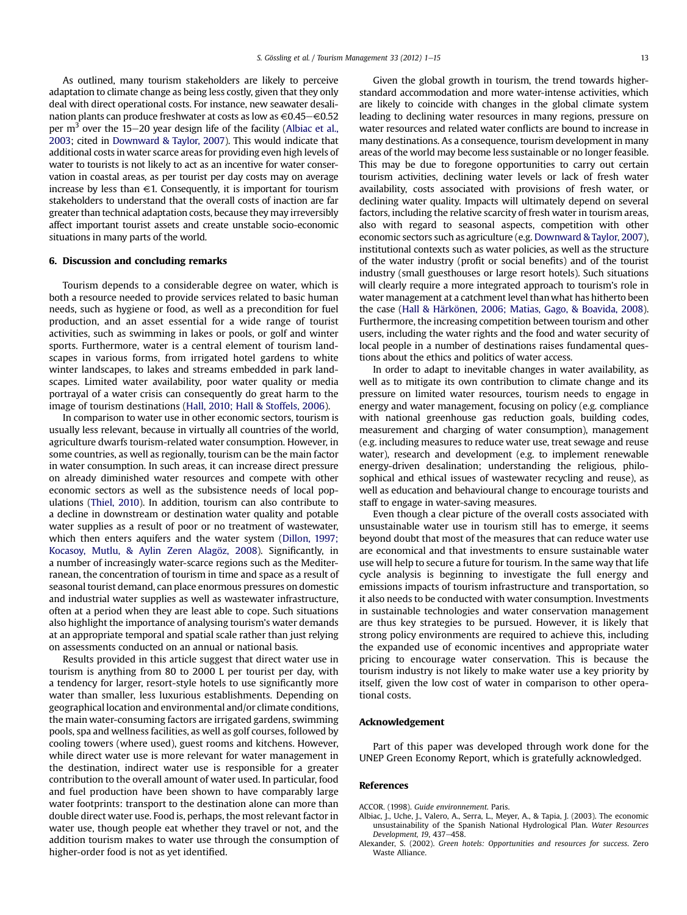As outlined, many tourism stakeholders are likely to perceive adaptation to climate change as being less costly, given that they only deal with direct operational costs. For instance, new seawater desalination plants can produce freshwater at costs as low as €0.45–€0.52 per $m^3$ over the 15–20 year design life of the facility (Albiac et al., 2003; cited in Downward & Taylor, 2007). This would indicate that additional costs in water scarce areas for providing even high levels of water to tourists is not likely to act as an incentive for water conservation in coastal areas, as per tourist per day costs may on average increase by less than €1. Consequently, it is important for tourism stakeholders to understand that the overall costs of inaction are far greater than technical adaptation costs, because they may irreversibly affect important tourist assets and create unstable socio-economic situations in many parts of the world.

## 6. Discussion and concluding remarks

Tourism depends to a considerable degree on water, which is both a resource needed to provide services related to basic human needs, such as hygiene or food, as well as a precondition for fuel production, and an asset essential for a wide range of tourist activities, such as swimming in lakes or pools, or golf and winter sports. Furthermore, water is a central element of tourism landscapes in various forms, from irrigated hotel gardens to white winter landscapes, to lakes and streams embedded in park landscapes. Limited water availability, poor water quality or media portrayal of a water crisis can consequently do great harm to the image of tourism destinations (Hall, 2010; Hall & Stoffels, 2006).

In comparison to water use in other economic sectors, tourism is usually less relevant, because in virtually all countries of the world, agriculture dwarfs tourism-related water consumption. However, in some countries, as well as regionally, tourism can be the main factor in water consumption. In such areas, it can increase direct pressure on already diminished water resources and compete with other economic sectors as well as the subsistence needs of local populations (Thiel, 2010). In addition, tourism can also contribute to a decline in downstream or destination water quality and potable water supplies as a result of poor or no treatment of wastewater, which then enters aquifers and the water system (Dillon, 1997; Kocasoy, Mutlu, & Aylin Zeren Alagöz, 2008). Significantly, in a number of increasingly water-scarce regions such as the Mediterranean, the concentration of tourism in time and space as a result of seasonal tourist demand, can place enormous pressures on domestic and industrial water supplies as well as wastewater infrastructure, often at a period when they are least able to cope. Such situations also highlight the importance of analysing tourism's water demands at an appropriate temporal and spatial scale rather than just relying on assessments conducted on an annual or national basis.

Results provided in this article suggest that direct water use in tourism is anything from 80 to 2000 L per tourist per day, with a tendency for larger, resort-style hotels to use significantly more water than smaller, less luxurious establishments. Depending on geographical location and environmental and/or climate conditions, the main water-consuming factors are irrigated gardens, swimming pools, spa and wellness facilities, as well as golf courses, followed by cooling towers (where used), guest rooms and kitchens. However, while direct water use is more relevant for water management in the destination, indirect water use is responsible for a greater contribution to the overall amount of water used. In particular, food and fuel production have been shown to have comparably large water footprints: transport to the destination alone can more than double direct water use. Food is, perhaps, the most relevant factor in water use, though people eat whether they travel or not, and the addition tourism makes to water use through the consumption of higher-order food is not as yet identified.

Given the global growth in tourism, the trend towards higher-standard accommodation and more water-intense activities, which are likely to coincide with changes in the global climate system leading to declining water resources in many regions, pressure on water resources and related water conflicts are bound to increase in many destinations. As a consequence, tourism development in many areas of the world may become less sustainable or no longer feasible. This may be due to foregone opportunities to carry out certain tourism activities, declining water levels or lack of fresh water availability, costs associated with provisions of fresh water, or declining water quality. Impacts will ultimately depend on several factors, including the relative scarcity of fresh water in tourism areas, also with regard to seasonal aspects, competition with other economic sectors such as agriculture (e.g. Downward & Taylor, 2007), institutional contexts such as water policies, as well as the structure of the water industry (profit or social benefits) and of the tourist industry (small guesthouses or large resort hotels). Such situations will clearly require a more integrated approach to tourism's role in water management at a catchment level than what has hitherto been the case (Hall & Härkönen, 2006; Matias, Gago, & Boavida, 2008). Furthermore, the increasing competition between tourism and other users, including the water rights and the food and water security of local people in a number of destinations raises fundamental questions about the ethics and politics of water access.

In order to adapt to inevitable changes in water availability, as well as to mitigate its own contribution to climate change and its pressure on limited water resources, tourism needs to engage in energy and water management, focusing on policy (e.g. compliance with national greenhouse gas reduction goals, building codes, measurement and charging of water consumption), management (e.g. including measures to reduce water use, treat sewage and reuse water), research and development (e.g. to implement renewable energy-driven desalination; understanding the religious, philosophical and ethical issues of wastewater recycling and reuse), as well as education and behavioural change to encourage tourists and staff to engage in water-saving measures.

Even though a clear picture of the overall costs associated with unsustainable water use in tourism still has to emerge, it seems beyond doubt that most of the measures that can reduce water use are economical and that investments to ensure sustainable water use will help to secure a future for tourism. In the same way that life cycle analysis is beginning to investigate the full energy and emissions impacts of tourism infrastructure and transportation, so it also needs to be conducted with water consumption. Investments in sustainable technologies and water conservation management are thus key strategies to be pursued. However, it is likely that strong policy environments are required to achieve this, including the expanded use of economic incentives and appropriate water pricing to encourage water conservation. This is because the tourism industry is not likely to make water use a key priority by itself, given the low cost of water in comparison to other operational costs.

## Acknowledgement

Part of this paper was developed through work done for the UNEP Green Economy Report, which is gratefully acknowledged.

## References

ACCOR. (1998). *Guide environnement*. Paris.

Albiac, J., Uche, J., Valero, A., Serra, L., Meyer, A., & Tapia, J. (2003). The economic unsustainability of the Spanish National Hydrological Plan. *Water Resources Development, 19*, 437–458.

Alexander, S. (2002). *Green hotels: Opportunities and resources for success*. Zero Waste Alliance.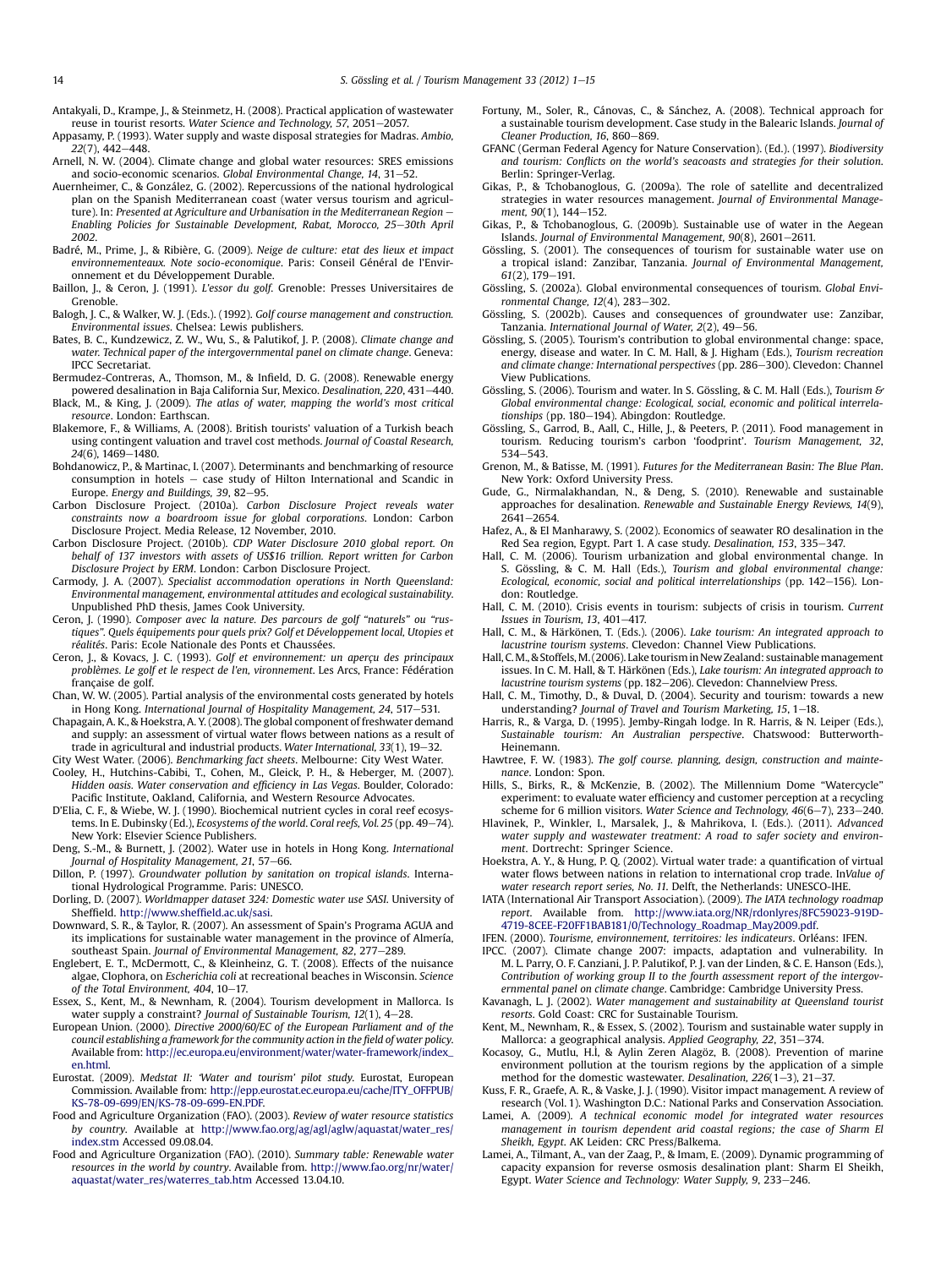Antakyali, D., Krampe, J., & Steinmetz, H. (2008). Practical application of wastewater reuse in tourist resorts. *Water Science and Technology, 57*, 2051–2057.

Appasamy, P. (1993). Water supply and waste disposal strategies for Madras. *Ambio, 22*(7), 442–448.

Arnell, N. W. (2004). Climate change and global water resources: SRES emissions and socio-economic scenarios. *Global Environmental Change, 14*, 31–52.

Auernheimer, C., & González, G. (2002). Repercussions of the national hydrological plan on the Spanish Mediterranean coast (water versus tourism and agriculture). In: *Presented at Agriculture and Urbanisation in the Mediterranean Region – Enabling Policies for Sustainable Development, Rabat, Morocco, 25–30th April 2002*.

Badré, M., Prime, J., & Ribière, G. (2009). *Neige de culture: etat des lieux et impact environnementeaux. Note socio-economique*. Paris: Conseil Général de l'Environnement et du Développement Durable.

Baillon, J., & Ceron, J. (1991). *L'essor du golf*. Grenoble: Presses Universitaires de Grenoble.

Balogh, J. C., & Walker, W. J. (Eds.). (1992). *Golf course management and construction. Environmental issues*. Chelsea: Lewis publishers.

Bates, B. C., Kundzewicz, Z. W., Wu, S., & Palutikof, J. P. (2008). *Climate change and water. Technical paper of the intergovernmental panel on climate change*. Geneva: IPCC Secretariat.

Bermudez-Contreras, A., Thomson, M., & Infield, D. G. (2008). Renewable energy powered desalination in Baja California Sur, Mexico. *Desalination, 220*, 431–440.

Black, M., & King, J. (2009). *The atlas of water, mapping the world's most critical resource*. London: Earthscan.

Blakemore, F., & Williams, A. (2008). British tourists' valuation of a Turkish beach using contingent valuation and travel cost methods. *Journal of Coastal Research, 24*(6), 1469–1480.

Bohdanowicz, P., & Martinac, I. (2007). Determinants and benchmarking of resource consumption in hotels – case study of Hilton International and Scandic in Europe. *Energy and Buildings, 39*, 82–95.

Carbon Disclosure Project. (2010a). *Carbon Disclosure Project reveals water constraints now a boardroom issue for global corporations*. London: Carbon Disclosure Project. Media Release, 12 November, 2010.

Carbon Disclosure Project. (2010b). *CDP Water Disclosure 2010 global report. On behalf of 137 investors with assets of US$16 trillion. Report written for Carbon Disclosure Project by ERM*. London: Carbon Disclosure Project.

Carmody, J. A. (2007). *Specialist accommodation operations in North Queensland: Environmental management, environmental attitudes and ecological sustainability*. Unpublished PhD thesis, James Cook University.

Ceron, J. (1990). *Composer avec la nature. Des parcours de golf "naturels" ou "rustiques". Quels équipements pour quels prix? Golf et Développement local, Utopies et réalités*. Paris: Ecole Nationale des Ponts et Chaussées.

Ceron, J., & Kovacs, J. C. (1993). *Golf et environnement: un aperçu des principaux problèmes. Le golf et le respect de l'en, vironnement*. Les Arcs, France: Fédération française de golf.

Chan, W. W. (2005). Partial analysis of the environmental costs generated by hotels in Hong Kong. *International Journal of Hospitality Management, 24*, 517–531.

Chapagain, A. K., & Hoekstra, A. Y. (2008). The global component of freshwater demand and supply: an assessment of virtual water flows between nations as a result of trade in agricultural and industrial products. *Water International, 33*(1), 19–32.

City West Water. (2006). *Benchmarking fact sheets*. Melbourne: City West Water.

Cooley, H., Hutchins-Cabibi, T., Cohen, M., Gleick, P. H., & Heberger, M. (2007). *Hidden oasis. Water conservation and efficiency in Las Vegas*. Boulder, Colorado: Pacific Institute, Oakland, California, and Western Resource Advocates.

D'Elia, C. F., & Wiebe, W. J. (1990). Biochemical nutrient cycles in coral reef ecosystems. In E. Dubinsky (Ed.), *Ecosystems of the world. Coral reefs, Vol. 25* (pp. 49–74). New York: Elsevier Science Publishers.

Deng, S.-M., & Burnett, J. (2002). Water use in hotels in Hong Kong. *International Journal of Hospitality Management, 21*, 57–66.

Dillon, P. (1997). *Groundwater pollution by sanitation on tropical islands*. International Hydrological Programme. Paris: UNESCO.

Dorling, D. (2007). *Worldmapper dataset 324: Domestic water use SASI*. University of Sheffield. http://www.sheffield.ac.uk/sasi.

Downward, S. R., & Taylor, R. (2007). An assessment of Spain's Programa AGUA and its implications for sustainable water management in the province of Almería, southeast Spain. *Journal of Environmental Management, 82*, 277–289.

Englebert, E. T., McDermott, C., & Kleinheinz, G. T. (2008). Effects of the nuisance algae, Clophora, on *Escherichia coli* at recreational beaches in Wisconsin. *Science of the Total Environment, 404*, 10–17.

Essex, S., Kent, M., & Newnham, R. (2004). Tourism development in Mallorca. Is water supply a constraint? *Journal of Sustainable Tourism, 12*(1), 4–28.

European Union. (2000). *Directive 2000/60/EC of the European Parliament and of the council establishing a framework for the community action in the field of water policy*. Available from: http://ec.europa.eu/environment/water/water-framework/index_en.html.

Eurostat. (2009). *Medstat II: 'Water and tourism' pilot study*. Eurostat, European Commission. Available from: http://epp.eurostat.ec.europa.eu/cache/ITY_OFFPUB/KS-78-09-699/EN/KS-78-09-699-EN.PDF.

Food and Agriculture Organization (FAO). (2003). *Review of water resource statistics by country*. Available at http://www.fao.org/ag/agl/aglw/aquastat/water_res/index.stm Accessed 09.08.04.

Food and Agriculture Organization (FAO). (2010). *Summary table: Renewable water resources in the world by country*. Available from. http://www.fao.org/nr/water/aquastat/water_res/waterres_tab.htm Accessed 13.04.10.

Fortuny, M., Soler, R., Cánovas, C., & Sánchez, A. (2008). Technical approach for a sustainable tourism development. Case study in the Balearic Islands. *Journal of Cleaner Production, 16*, 860–869.

GFANC (German Federal Agency for Nature Conservation). (Ed.). (1997). *Biodiversity and tourism: Conflicts on the world's seacoasts and strategies for their solution*. Berlin: Springer-Verlag.

Gikas, P., & Tchobanoglous, G. (2009a). The role of satellite and decentralized strategies in water resources management. *Journal of Environmental Management, 90*(1), 144–152.

Gikas, P., & Tchobanoglous, G. (2009b). Sustainable use of water in the Aegean Islands. *Journal of Environmental Management, 90*(8), 2601–2611.

Gössling, S. (2001). The consequences of tourism for sustainable water use on a tropical island: Zanzibar, Tanzania. *Journal of Environmental Management, 61*(2), 179–191.

Gössling, S. (2002a). Global environmental consequences of tourism. *Global Environmental Change, 12*(4), 283–302.

Gössling, S. (2002b). Causes and consequences of groundwater use: Zanzibar, Tanzania. *International Journal of Water, 2*(2), 49–56.

Gössling, S. (2005). Tourism's contribution to global environmental change: space, energy, disease and water. In C. M. Hall, & J. Higham (Eds.), *Tourism recreation and climate change: International perspectives* (pp. 286–300). Clevedon: Channel View Publications.

Gössling, S. (2006). Tourism and water. In S. Gössling, & C. M. Hall (Eds.), *Tourism & Global environmental change: Ecological, social, economic and political interrelationships* (pp. 180–194). Abingdon: Routledge.

Gössling, S., Garrod, B., Aall, C., Hille, J., & Peeters, P. (2011). Food management in tourism. Reducing tourism's carbon 'foodprint'. *Tourism Management, 32*, 534–543.

Grenon, M., & Batisse, M. (1991). *Futures for the Mediterranean Basin: The Blue Plan*. New York: Oxford University Press.

Gude, G., Nirmalakhandan, N., & Deng, S. (2010). Renewable and sustainable approaches for desalination. *Renewable and Sustainable Energy Reviews, 14*(9), 2641–2654.

Hafez, A., & El Manharawy, S. (2002). Economics of seawater RO desalination in the Red Sea region, Egypt. Part 1. A case study. *Desalination, 153*, 335–347.

Hall, C. M. (2006). Tourism urbanization and global environmental change. In S. Gössling, & C. M. Hall (Eds.), *Tourism and global environmental change: Ecological, economic, social and political interrelationships* (pp. 142–156). London: Routledge.

Hall, C. M. (2010). Crisis events in tourism: subjects of crisis in tourism. *Current Issues in Tourism, 13*, 401–417.

Hall, C. M., & Härkönen, T. (Eds.). (2006). *Lake tourism: An integrated approach to lacustrine tourism systems*. Clevedon: Channel View Publications.

Hall, C. M., & Stoffels, M. (2006). Lake tourism in New Zealand: sustainable management issues. In C. M. Hall, & T. Härkönen (Eds.), *Lake tourism: An integrated approach to lacustrine tourism systems* (pp. 182–206). Clevedon: Channelview Press.

Hall, C. M., Timothy, D., & Duval, D. (2004). Security and tourism: towards a new understanding? *Journal of Travel and Tourism Marketing, 15*, 1–18.

Harris, R., & Varga, D. (1995). Jemby-Ringah lodge. In R. Harris, & N. Leiper (Eds.), *Sustainable tourism: An Australian perspective*. Chatswood: Butterworth-Heinemann.

Hawtree, F. W. (1983). *The golf course. planning, design, construction and maintenance*. London: Spon.

Hills, S., Birks, R., & McKenzie, B. (2002). The Millennium Dome "Watercycle" experiment: to evaluate water efficiency and customer perception at a recycling scheme for 6 million visitors. *Water Science and Technology, 46*(6–7), 233–240.

Hlavinek, P., Winkler, I., Marsalek, J., & Mahrikova, I. (Eds.). (2011). *Advanced water supply and wastewater treatment: A road to safer society and environment*. Dortrecht: Springer Science.

Hoekstra, A. Y., & Hung, P. Q. (2002). Virtual water trade: a quantification of virtual water flows between nations in relation to international crop trade. In*Value of water research report series, No. 11*. Delft, the Netherlands: UNESCO-IHE.

IATA (International Air Transport Association). (2009). *The IATA technology roadmap report*. Available from. http://www.iata.org/NR/rdonlyres/8FC59023-919D-4719-8CEE-F20FF1BAB181/0/Technology_Roadmap_May2009.pdf.

IFEN. (2000). *Tourisme, environnement, territoires: les indicateurs*. Orléans: IFEN.

IPCC. (2007). Climate change 2007: impacts, adaptation and vulnerability. In M. L. Parry, O. F. Canziani, J. P. Palutikof, P. J. van der Linden, & C. E. Hanson (Eds.), *Contribution of working group II to the fourth assessment report of the intergovernmental panel on climate change*. Cambridge: Cambridge University Press.

Kavanagh, L. J. (2002). *Water management and sustainability at Queensland tourist resorts*. Gold Coast: CRC for Sustainable Tourism.

Kent, M., Newnham, R., & Essex, S. (2002). Tourism and sustainable water supply in Mallorca: a geographical analysis. *Applied Geography, 22*, 351–374.

Kocasoy, G., Mutlu, H.İ., & Aylin Zeren Alagöz, B. (2008). Prevention of marine environment pollution at the tourism regions by the application of a simple method for the domestic wastewater. *Desalination, 226*(1–3), 21–37.

Kuss, F. R., Graefe, A. R., & Vaske, J. J. (1990). Visitor impact management. A review of research (Vol. 1). Washington D.C.: National Parks and Conservation Association.

Lamei, A. (2009). *A technical economic model for integrated water resources management in tourism dependent arid coastal regions; the case of Sharm El Sheikh, Egypt*. AK Leiden: CRC Press/Balkema.

Lamei, A., Tilmant, A., van der Zaag, P., & Imam, E. (2009). Dynamic programming of capacity expansion for reverse osmosis desalination plant: Sharm El Sheikh, Egypt. *Water Science and Technology: Water Supply, 9*, 233–246.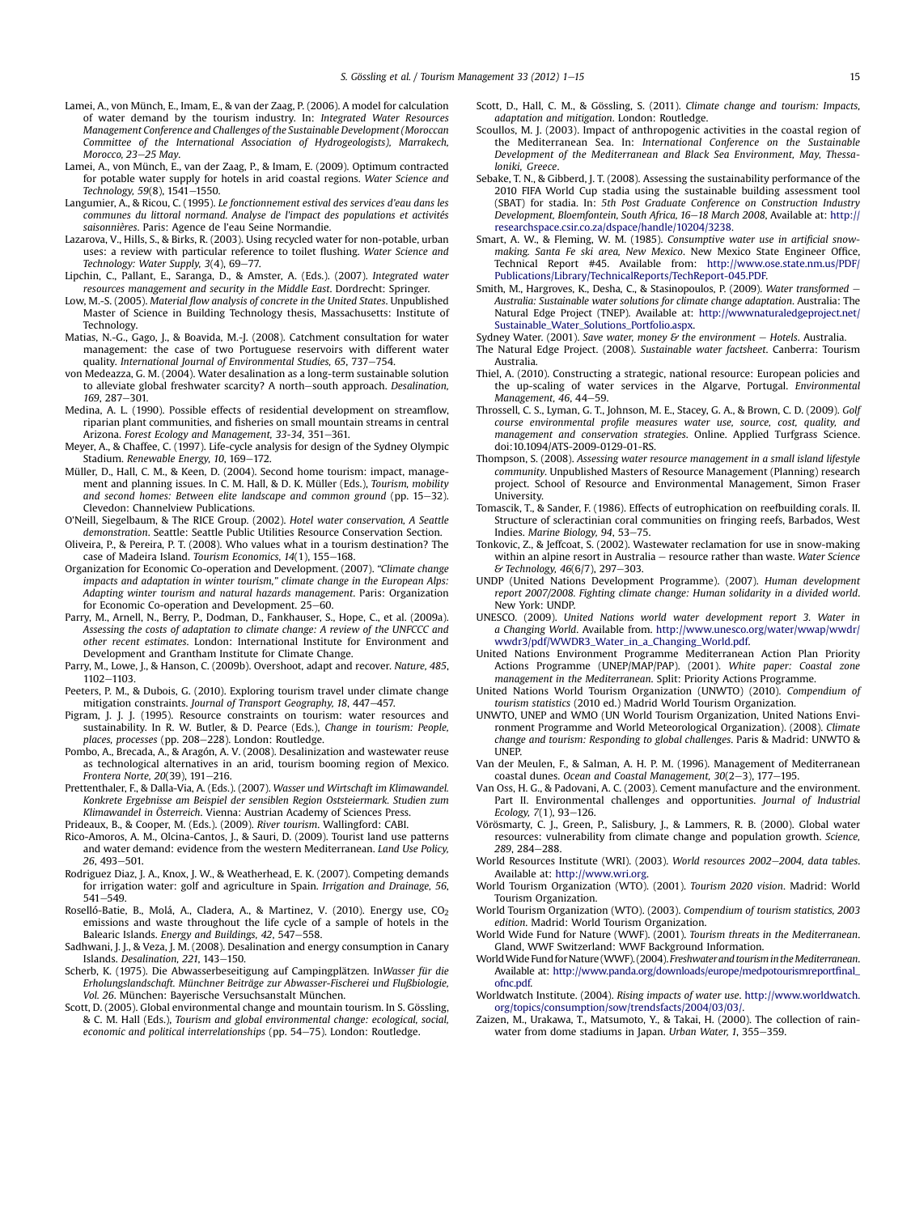Lamei, A., von Münch, E., Imam, E., & van der Zaag, P. (2006). A model for calculation of water demand by the tourism industry. In: *Integrated Water Resources Management Conference and Challenges of the Sustainable Development (Moroccan Committee of the International Association of Hydrogeologists), Marrakech, Morocco, 23–25 May*.

Lamei, A., von Münch, E., van der Zaag, P., & Imam, E. (2009). Optimum contracted for potable water supply for hotels in arid coastal regions. *Water Science and Technology, 59*(8), 1541–1550.

Langumier, A., & Ricou, C. (1995). *Le fonctionnement estival des services d'eau dans les communes du littoral normand. Analyse de l'impact des populations et activités saisonnières*. Paris: Agence de l'eau Seine Normandie.

Lazarova, V., Hills, S., & Birks, R. (2003). Using recycled water for non-potable, urban uses: a review with particular reference to toilet flushing. *Water Science and Technology: Water Supply, 3*(4), 69–77.

Lipchin, C., Pallant, E., Saranga, D., & Amster, A. (Eds.). (2007). *Integrated water resources management and security in the Middle East*. Dordrecht: Springer.

Low, M.-S. (2005). *Material flow analysis of concrete in the United States*. Unpublished Master of Science in Building Technology thesis, Massachusetts: Institute of Technology.

Matias, N.-G., Gago, J., & Boavida, M.-J. (2008). Catchment consultation for water management: the case of two Portuguese reservoirs with different water quality. *International Journal of Environmental Studies, 65*, 737–754.

von Medeazza, G. M. (2004). Water desalination as a long-term sustainable solution to alleviate global freshwater scarcity? A north–south approach. *Desalination, 169*, 287–301.

Medina, A. L. (1990). Possible effects of residential development on streamflow, riparian plant communities, and fisheries on small mountain streams in central Arizona. *Forest Ecology and Management, 33-34*, 351–361.

Meyer, A., & Chaffee, C. (1997). Life-cycle analysis for design of the Sydney Olympic Stadium. *Renewable Energy, 10*, 169–172.

Müller, D., Hall, C. M., & Keen, D. (2004). Second home tourism: impact, management and planning issues. In C. M. Hall, & D. K. Müller (Eds.), *Tourism, mobility and second homes: Between elite landscape and common ground* (pp. 15–32). Clevedon: Channelview Publications.

O'Neill, Siegelbaum, & The RICE Group. (2002). *Hotel water conservation, A Seattle demonstration*. Seattle: Seattle Public Utilities Resource Conservation Section.

Oliveira, P., & Pereira, P. T. (2008). Who values what in a tourism destination? The case of Madeira Island. *Tourism Economics, 14*(1), 155–168.

Organization for Economic Co-operation and Development. (2007). *"Climate change impacts and adaptation in winter tourism," climate change in the European Alps: Adapting winter tourism and natural hazards management*. Paris: Organization for Economic Co-operation and Development. 25–60.

Parry, M., Arnell, N., Berry, P., Dodman, D., Fankhauser, S., Hope, C., et al. (2009a). *Assessing the costs of adaptation to climate change: A review of the UNFCCC and other recent estimates*. London: International Institute for Environment and Development and Grantham Institute for Climate Change.

Parry, M., Lowe, J., & Hanson, C. (2009b). Overshoot, adapt and recover. *Nature, 485*, 1102–1103.

Peeters, P. M., & Dubois, G. (2010). Exploring tourism travel under climate change mitigation constraints. *Journal of Transport Geography, 18*, 447–457.

Pigram, J. J. J. (1995). Resource constraints on tourism: water resources and sustainability. In R. W. Butler, & D. Pearce (Eds.), *Change in tourism: People, places, processes* (pp. 208–228). London: Routledge.

Pombo, A., Brecada, A., & Aragón, A. V. (2008). Desalinization and wastewater reuse as technological alternatives in an arid, tourism booming region of Mexico. *Frontera Norte, 20*(39), 191–216.

Prettenthaler, F., & Dalla-Via, A. (Eds.). (2007). *Wasser und Wirtschaft im Klimawandel. Konkrete Ergebnisse am Beispiel der sensiblen Region Oststeiermark. Studien zum Klimawandel in Österreich*. Vienna: Austrian Academy of Sciences Press.

Prideaux, B., & Cooper, M. (Eds.). (2009). *River tourism*. Wallingford: CABI.

Rico-Amoros, A. M., Olcina-Cantos, J., & Sauri, D. (2009). Tourist land use patterns and water demand: evidence from the western Mediterranean. *Land Use Policy, 26*, 493–501.

Rodriguez Diaz, J. A., Knox, J. W., & Weatherhead, E. K. (2007). Competing demands for irrigation water: golf and agriculture in Spain. *Irrigation and Drainage, 56*, 541–549.

Roselló-Batie, B., Molá, A., Cladera, A., & Martinez, V. (2010). Energy use, $CO_2$ emissions and waste throughout the life cycle of a sample of hotels in the Balearic Islands. *Energy and Buildings, 42*, 547–558.

Sadhwani, J. J., & Veza, J. M. (2008). Desalination and energy consumption in Canary Islands. *Desalination, 221*, 143–150.

Scherb, K. (1975). Die Abwasserbeseitigung auf Campingplätzen. In*Wasser für die Erholungslandschaft. Münchner Beiträge zur Abwasser-Fischerei und Flußbiologie, Vol. 26*. München: Bayerische Versuchsanstalt München.

Scott, D. (2005). Global environmental change and mountain tourism. In S. Gössling, & C. M. Hall (Eds.), *Tourism and global environmental change: ecological, social, economic and political interrelationships* (pp. 54–75). London: Routledge.

Scott, D., Hall, C. M., & Gössling, S. (2011). *Climate change and tourism: Impacts, adaptation and mitigation*. London: Routledge.

Scoullos, M. J. (2003). Impact of anthropogenic activities in the coastal region of the Mediterranean Sea. In: *International Conference on the Sustainable Development of the Mediterranean and Black Sea Environment, May, Thessaloniki, Greece*.

Sebake, T. N., & Gibberd, J. T. (2008). Assessing the sustainability performance of the 2010 FIFA World Cup stadia using the sustainable building assessment tool (SBAT) for stadia. In: *5th Post Graduate Conference on Construction Industry Development, Bloemfontein, South Africa, 16–18 March 2008*, Available at: http://researchspace.csir.co.za/dspace/handle/10204/3238.

Smart, A. W., & Fleming, W. M. (1985). *Consumptive water use in artificial snowmaking. Santa Fe ski area, New Mexico*. New Mexico State Engineer Office, Technical Report #45. Available from: http://www.ose.state.nm.us/PDF/Publications/Library/TechnicalReports/TechReport-045.PDF.

Smith, M., Hargroves, K., Desha, C., & Stasinopoulos, P. (2009). *Water transformed – Australia: Sustainable water solutions for climate change adaptation*. Australia: The Natural Edge Project (TNEP). Available at: http://wwwnaturaledgeproject.net/Sustainable_Water_Solutions_Portfolio.aspx.

Sydney Water. (2001). *Save water, money & the environment – Hotels*. Australia.

The Natural Edge Project. (2008). *Sustainable water factsheet*. Canberra: Tourism Australia.

Thiel, A. (2010). Constructing a strategic, national resource: European policies and the up-scaling of water services in the Algarve, Portugal. *Environmental Management, 46*, 44–59.

Throssell, C. S., Lyman, G. T., Johnson, M. E., Stacey, G. A., & Brown, C. D. (2009). *Golf course environmental profile measures water use, source, cost, quality, and management and conservation strategies*. Online. Applied Turfgrass Science. doi:10.1094/ATS-2009-0129-01-RS.

Thompson, S. (2008). *Assessing water resource management in a small island lifestyle community*. Unpublished Masters of Resource Management (Planning) research project. School of Resource and Environmental Management, Simon Fraser University.

Tomascik, T., & Sander, F. (1986). Effects of eutrophication on reefbuilding corals. II. Structure of scleractinian coral communities on fringing reefs, Barbados, West Indies. *Marine Biology, 94*, 53–75.

Tonkovic, Z., & Jeffcoat, S. (2002). Wastewater reclamation for use in snow-making within an alpine resort in Australia – resource rather than waste. *Water Science & Technology, 46*(6/7), 297–303.

UNDP (United Nations Development Programme). (2007). *Human development report 2007/2008. Fighting climate change: Human solidarity in a divided world*. New York: UNDP.

UNESCO. (2009). *United Nations world water development report 3. Water in a Changing World*. Available from. http://www.unesco.org/water/wwap/wwdr/wwdr3/pdf/WWDR3_Water_in_a_Changing_World.pdf.

United Nations Environment Programme Mediterranean Action Plan Priority Actions Programme (UNEP/MAP/PAP). (2001). *White paper: Coastal zone management in the Mediterranean*. Split: Priority Actions Programme.

United Nations World Tourism Organization (UNWTO) (2010). *Compendium of tourism statistics* (2010 ed.) Madrid World Tourism Organization.

UNWTO, UNEP and WMO (UN World Tourism Organization, United Nations Environment Programme and World Meteorological Organization). (2008). *Climate change and tourism: Responding to global challenges*. Paris & Madrid: UNWTO & UNEP.

Van der Meulen, F., & Salman, A. H. P. M. (1996). Management of Mediterranean coastal dunes. *Ocean and Coastal Management, 30*(2–3), 177–195.

Van Oss, H. G., & Padovani, A. C. (2003). Cement manufacture and the environment. Part II. Environmental challenges and opportunities. *Journal of Industrial Ecology, 7*(1), 93–126.

Vörösmarty, C. J., Green, P., Salisbury, J., & Lammers, R. B. (2000). Global water resources: vulnerability from climate change and population growth. *Science, 289*, 284–288.

World Resources Institute (WRI). (2003). *World resources 2002–2004, data tables*. Available at: http://www.wri.org.

World Tourism Organization (WTO). (2001). *Tourism 2020 vision*. Madrid: World Tourism Organization.

World Tourism Organization (WTO). (2003). *Compendium of tourism statistics, 2003 edition*. Madrid: World Tourism Organization.

World Wide Fund for Nature (WWF). (2001). *Tourism threats in the Mediterranean*. Gland, WWF Switzerland: WWF Background Information.

World Wide Fund for Nature (WWF). (2004). *Freshwater and tourism in the Mediterranean*. Available at: http://www.panda.org/downloads/europe/medpotourismreportfinal_ofnc.pdf.

Worldwatch Institute. (2004). *Rising impacts of water use*. http://www.worldwatch.org/topics/consumption/sow/trendsfacts/2004/03/03/.

Zaizen, M., Urakawa, T., Matsumoto, Y., & Takai, H. (2000). The collection of rainwater from dome stadiums in Japan. *Urban Water, 1*, 355–359.